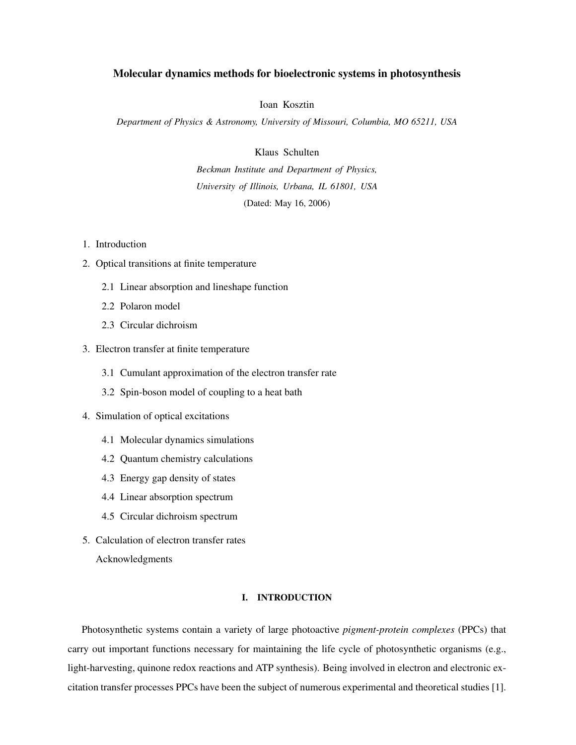# Molecular dynamics methods for bioelectronic systems in photosynthesis

Ioan Kosztin

*Department of Physics & Astronomy, University of Missouri, Columbia, MO 65211, USA*

Klaus Schulten

*Beckman Institute and Department of Physics,*
*University of Illinois, Urbana, IL 61801, USA*

(Dated: May 16, 2006)

1. Introduction
2. Optical transitions at finite temperature
   - 2.1 Linear absorption and lineshape function
   - 2.2 Polaron model
   - 2.3 Circular dichroism
3. Electron transfer at finite temperature
   - 3.1 Cumulant approximation of the electron transfer rate
   - 3.2 Spin-boson model of coupling to a heat bath
4. Simulation of optical excitations
   - 4.1 Molecular dynamics simulations
   - 4.2 Quantum chemistry calculations
   - 4.3 Energy gap density of states
   - 4.4 Linear absorption spectrum
   - 4.5 Circular dichroism spectrum
5. Calculation of electron transfer rates

   Acknowledgments

## I. INTRODUCTION

Photosynthetic systems contain a variety of large photoactive *pigment-protein complexes* (PPCs) that carry out important functions necessary for maintaining the life cycle of photosynthetic organisms (e.g., light-harvesting, quinone redox reactions and ATP synthesis). Being involved in electron and electronic excitation transfer processes PPCs have been the subject of numerous experimental and theoretical studies [1].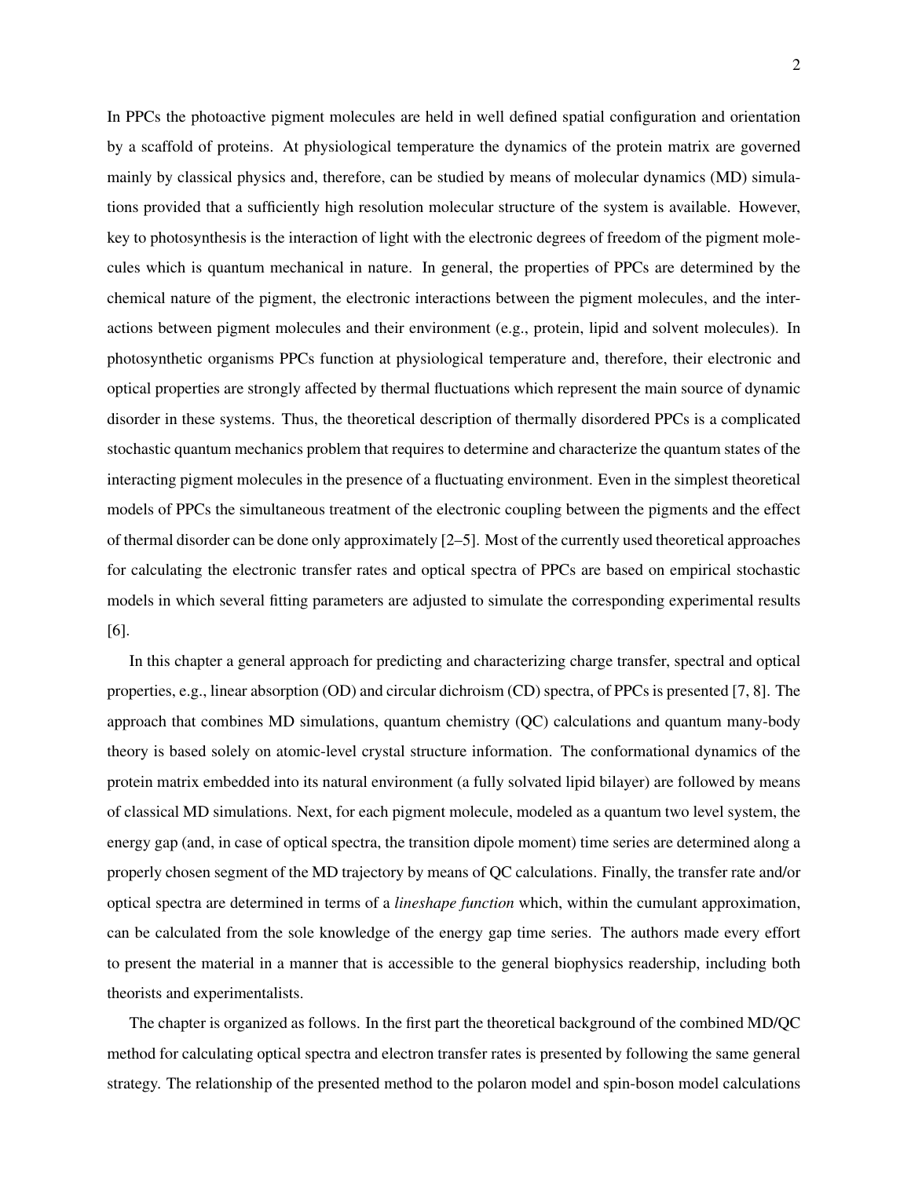In PPCs the photoactive pigment molecules are held in well defined spatial configuration and orientation by a scaffold of proteins. At physiological temperature the dynamics of the protein matrix are governed mainly by classical physics and, therefore, can be studied by means of molecular dynamics (MD) simulations provided that a sufficiently high resolution molecular structure of the system is available. However, key to photosynthesis is the interaction of light with the electronic degrees of freedom of the pigment molecules which is quantum mechanical in nature. In general, the properties of PPCs are determined by the chemical nature of the pigment, the electronic interactions between the pigment molecules, and the interactions between pigment molecules and their environment (e.g., protein, lipid and solvent molecules). In photosynthetic organisms PPCs function at physiological temperature and, therefore, their electronic and optical properties are strongly affected by thermal fluctuations which represent the main source of dynamic disorder in these systems. Thus, the theoretical description of thermally disordered PPCs is a complicated stochastic quantum mechanics problem that requires to determine and characterize the quantum states of the interacting pigment molecules in the presence of a fluctuating environment. Even in the simplest theoretical models of PPCs the simultaneous treatment of the electronic coupling between the pigments and the effect of thermal disorder can be done only approximately [2–5]. Most of the currently used theoretical approaches for calculating the electronic transfer rates and optical spectra of PPCs are based on empirical stochastic models in which several fitting parameters are adjusted to simulate the corresponding experimental results [6].

In this chapter a general approach for predicting and characterizing charge transfer, spectral and optical properties, e.g., linear absorption (OD) and circular dichroism (CD) spectra, of PPCs is presented [7, 8]. The approach that combines MD simulations, quantum chemistry (QC) calculations and quantum many-body theory is based solely on atomic-level crystal structure information. The conformational dynamics of the protein matrix embedded into its natural environment (a fully solvated lipid bilayer) are followed by means of classical MD simulations. Next, for each pigment molecule, modeled as a quantum two level system, the energy gap (and, in case of optical spectra, the transition dipole moment) time series are determined along a properly chosen segment of the MD trajectory by means of QC calculations. Finally, the transfer rate and/or optical spectra are determined in terms of a *lineshape function* which, within the cumulant approximation, can be calculated from the sole knowledge of the energy gap time series. The authors made every effort to present the material in a manner that is accessible to the general biophysics readership, including both theorists and experimentalists.

The chapter is organized as follows. In the first part the theoretical background of the combined MD/QC method for calculating optical spectra and electron transfer rates is presented by following the same general strategy. The relationship of the presented method to the polaron model and spin-boson model calculations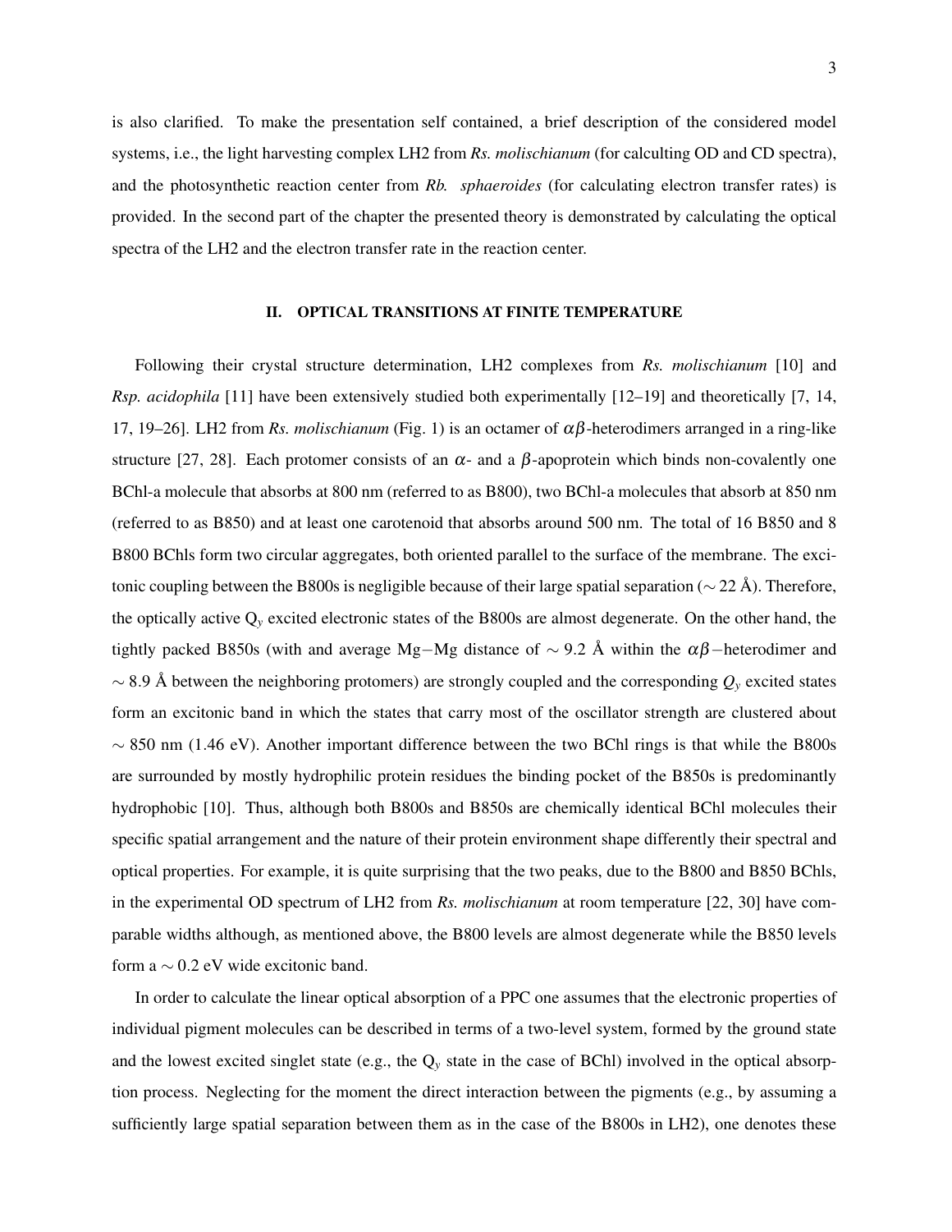is also clarified. To make the presentation self contained, a brief description of the considered model systems, i.e., the light harvesting complex LH2 from *Rs. molischianum* (for calculting OD and CD spectra), and the photosynthetic reaction center from *Rb. sphaeroides* (for calculating electron transfer rates) is provided. In the second part of the chapter the presented theory is demonstrated by calculating the optical spectra of the LH2 and the electron transfer rate in the reaction center.

## II. OPTICAL TRANSITIONS AT FINITE TEMPERATURE

Following their crystal structure determination, LH2 complexes from *Rs. molischianum* [10] and *Rsp. acidophila* [11] have been extensively studied both experimentally [12–19] and theoretically [7, 14, 17, 19–26]. LH2 from *Rs. molischianum* (Fig. 1) is an octamer of $\alpha\beta$-heterodimers arranged in a ring-like structure [27, 28]. Each protomer consists of an $\alpha$- and a $\beta$-apoprotein which binds non-covalently one BChl-a molecule that absorbs at 800 nm (referred to as B800), two BChl-a molecules that absorb at 850 nm (referred to as B850) and at least one carotenoid that absorbs around 500 nm. The total of 16 B850 and 8 B800 BChls form two circular aggregates, both oriented parallel to the surface of the membrane. The excitonic coupling between the B800s is negligible because of their large spatial separation ($\sim 22$ Å). Therefore, the optically active $Q_y$ excited electronic states of the B800s are almost degenerate. On the other hand, the tightly packed B850s (with and average Mg$-$Mg distance of $\sim 9.2$ Å within the $\alpha\beta-$heterodimer and $\sim 8.9$ Å between the neighboring protomers) are strongly coupled and the corresponding $Q_y$ excited states form an excitonic band in which the states that carry most of the oscillator strength are clustered about $\sim 850$ nm (1.46 eV). Another important difference between the two BChl rings is that while the B800s are surrounded by mostly hydrophilic protein residues the binding pocket of the B850s is predominantly hydrophobic [10]. Thus, although both B800s and B850s are chemically identical BChl molecules their specific spatial arrangement and the nature of their protein environment shape differently their spectral and optical properties. For example, it is quite surprising that the two peaks, due to the B800 and B850 BChls, in the experimental OD spectrum of LH2 from *Rs. molischianum* at room temperature [22, 30] have comparable widths although, as mentioned above, the B800 levels are almost degenerate while the B850 levels form a $\sim 0.2$ eV wide excitonic band.

In order to calculate the linear optical absorption of a PPC one assumes that the electronic properties of individual pigment molecules can be described in terms of a two-level system, formed by the ground state and the lowest excited singlet state (e.g., the $Q_y$ state in the case of BChl) involved in the optical absorption process. Neglecting for the moment the direct interaction between the pigments (e.g., by assuming a sufficiently large spatial separation between them as in the case of the B800s in LH2), one denotes these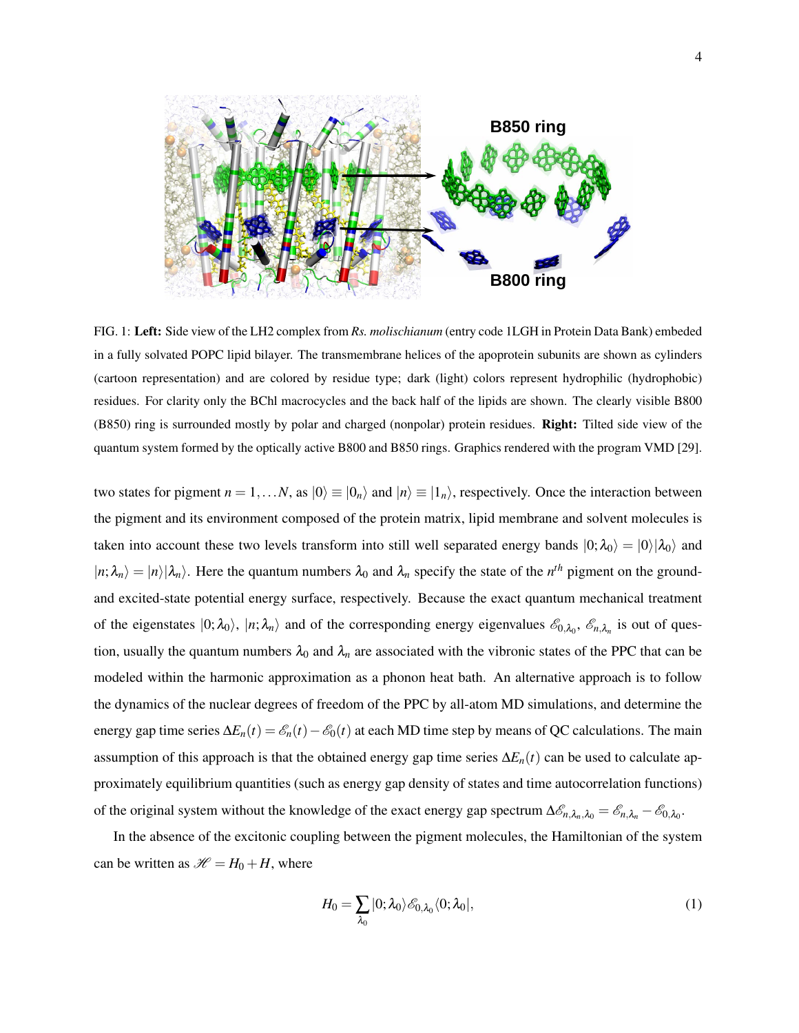FIG. 1: **Left:** Side view of the LH2 complex from *Rs. molischianum* (entry code 1LGH in Protein Data Bank) embeded in a fully solvated POPC lipid bilayer. The transmembrane helices of the apoprotein subunits are shown as cylinders (cartoon representation) and are colored by residue type; dark (light) colors represent hydrophilic (hydrophobic) residues. For clarity only the BChl macrocycles and the back half of the lipids are shown. The clearly visible B800 (B850) ring is surrounded mostly by polar and charged (nonpolar) protein residues. **Right:** Tilted side view of the quantum system formed by the optically active B800 and B850 rings. Graphics rendered with the program VMD [29].

two states for pigment $n = 1, \ldots N$, as $|0\rangle \equiv |0_n\rangle$ and $|n\rangle \equiv |1_n\rangle$, respectively. Once the interaction between the pigment and its environment composed of the protein matrix, lipid membrane and solvent molecules is taken into account these two levels transform into still well separated energy bands $|0;\lambda_0\rangle = |0\rangle|\lambda_0\rangle$ and $|n;\lambda_n\rangle = |n\rangle|\lambda_n\rangle$. Here the quantum numbers $\lambda_0$ and $\lambda_n$ specify the state of the $n^{th}$ pigment on the ground- and excited-state potential energy surface, respectively. Because the exact quantum mechanical treatment of the eigenstates $|0;\lambda_0\rangle$, $|n;\lambda_n\rangle$ and of the corresponding energy eigenvalues $\mathscr{E}_{0,\lambda_0}$, $\mathscr{E}_{n,\lambda_n}$ is out of question, usually the quantum numbers $\lambda_0$ and $\lambda_n$ are associated with the vibronic states of the PPC that can be modeled within the harmonic approximation as a phonon heat bath. An alternative approach is to follow the dynamics of the nuclear degrees of freedom of the PPC by all-atom MD simulations, and determine the energy gap time series $\Delta E_n(t) = \mathscr{E}_n(t) - \mathscr{E}_0(t)$ at each MD time step by means of QC calculations. The main assumption of this approach is that the obtained energy gap time series $\Delta E_n(t)$ can be used to calculate approximately equilibrium quantities (such as energy gap density of states and time autocorrelation functions) of the original system without the knowledge of the exact energy gap spectrum $\Delta\mathscr{E}_{n,\lambda_n,\lambda_0} = \mathscr{E}_{n,\lambda_n} - \mathscr{E}_{0,\lambda_0}$.

In the absence of the excitonic coupling between the pigment molecules, the Hamiltonian of the system can be written as $\mathscr{H} = H_0 + H$, where

$$H_0 = \sum_{\lambda_0} |0;\lambda_0\rangle \mathscr{E}_{0,\lambda_0} \langle 0;\lambda_0|, \tag{1}$$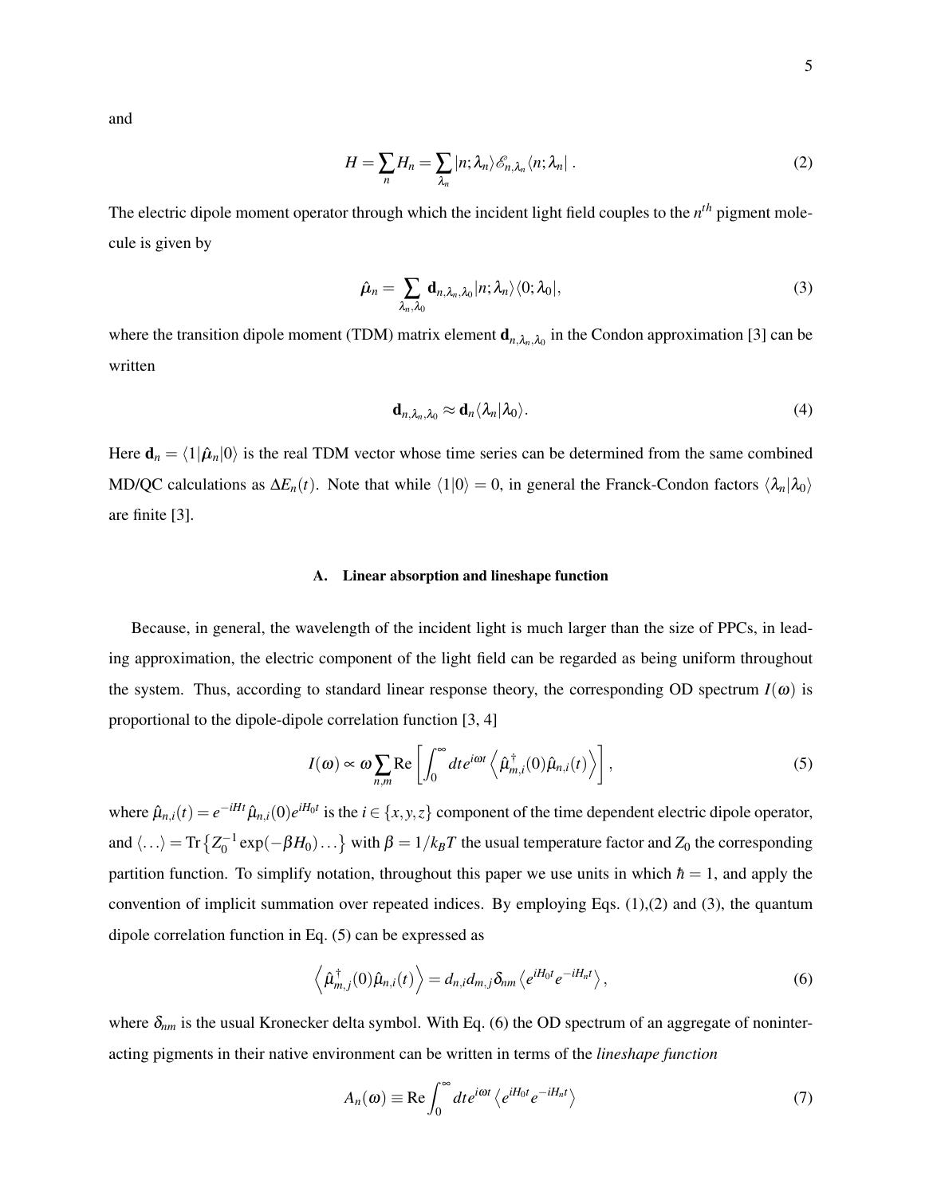and

$$H = \sum_n H_n = \sum_{\lambda_n} |n;\lambda_n\rangle \mathscr{E}_{n,\lambda_n} \langle n;\lambda_n| \, . \tag{2}$$

The electric dipole moment operator through which the incident light field couples to the $n^{th}$ pigment molecule is given by

$$\hat{\mu}_n = \sum_{\lambda_n,\lambda_0} \mathbf{d}_{n,\lambda_n,\lambda_0} |n;\lambda_n\rangle\langle 0;\lambda_0|, \tag{3}$$

where the transition dipole moment (TDM) matrix element $\mathbf{d}_{n,\lambda_n,\lambda_0}$ in the Condon approximation [3] can be written

$$\mathbf{d}_{n,\lambda_n,\lambda_0} \approx \mathbf{d}_n \langle \lambda_n|\lambda_0\rangle. \tag{4}$$

Here $\mathbf{d}_n = \langle 1|\hat{\mu}_n|0\rangle$ is the real TDM vector whose time series can be determined from the same combined MD/QC calculations as $\Delta E_n(t)$. Note that while $\langle 1|0\rangle = 0$, in general the Franck-Condon factors $\langle \lambda_n|\lambda_0\rangle$ are finite [3].

### A. Linear absorption and lineshape function

Because, in general, the wavelength of the incident light is much larger than the size of PPCs, in leading approximation, the electric component of the light field can be regarded as being uniform throughout the system. Thus, according to standard linear response theory, the corresponding OD spectrum $I(\omega)$ is proportional to the dipole-dipole correlation function [3, 4]

$$I(\omega) \propto \omega \sum_{n,m} \mathrm{Re}\left[\int_0^\infty dt e^{i\omega t} \left\langle \hat{\mu}^\dagger_{m,i}(0)\hat{\mu}_{n,i}(t)\right\rangle\right], \tag{5}$$

where $\hat{\mu}_{n,i}(t) = e^{-iHt}\hat{\mu}_{n,i}(0)e^{iH_0t}$ is the $i \in \{x,y,z\}$ component of the time dependent electric dipole operator, and $\langle\ldots\rangle = \mathrm{Tr}\left\{Z_0^{-1}\exp(-\beta H_0)\ldots\right\}$ with $\beta = 1/k_BT$ the usual temperature factor and $Z_0$ the corresponding partition function. To simplify notation, throughout this paper we use units in which $\hbar = 1$, and apply the convention of implicit summation over repeated indices. By employing Eqs. (1),(2) and (3), the quantum dipole correlation function in Eq. (5) can be expressed as

$$\left\langle \hat{\mu}^\dagger_{m,j}(0)\hat{\mu}_{n,i}(t)\right\rangle = d_{n,i}d_{m,j}\delta_{nm}\left\langle e^{iH_0t}e^{-iH_nt}\right\rangle, \tag{6}$$

where $\delta_{nm}$ is the usual Kronecker delta symbol. With Eq. (6) the OD spectrum of an aggregate of noninteracting pigments in their native environment can be written in terms of the *lineshape function*

$$A_n(\omega) \equiv \mathrm{Re}\int_0^\infty dt e^{i\omega t}\left\langle e^{iH_0t}e^{-iH_nt}\right\rangle \tag{7}$$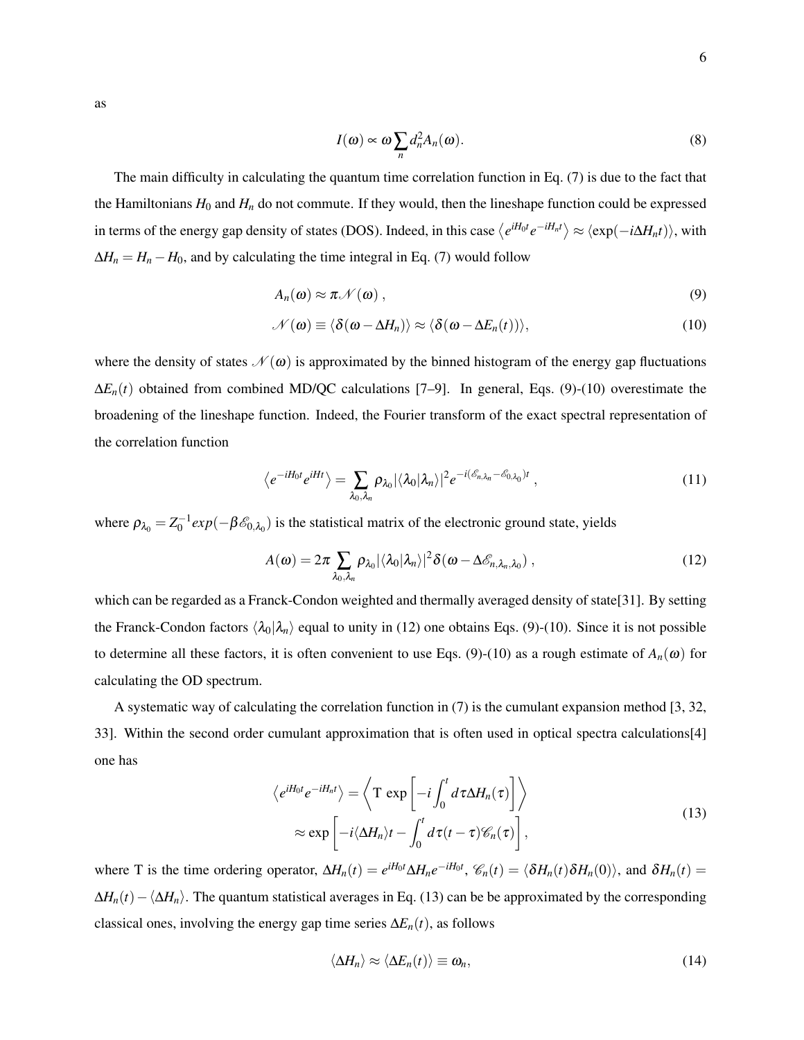as

$$I(\omega) \propto \omega \sum_n d_n^2 A_n(\omega). \tag{8}$$

The main difficulty in calculating the quantum time correlation function in Eq. (7) is due to the fact that the Hamiltonians $H_0$ and $H_n$ do not commute. If they would, then the lineshape function could be expressed in terms of the energy gap density of states (DOS). Indeed, in this case $\left\langle e^{iH_0t}e^{-iH_nt}\right\rangle \approx \langle \exp(-i\Delta H_n t)\rangle$, with $\Delta H_n = H_n - H_0$, and by calculating the time integral in Eq. (7) would follow

$$A_n(\omega) \approx \pi \mathscr{N}(\omega)\,, \tag{9}$$

$$\mathscr{N}(\omega) \equiv \langle \delta(\omega - \Delta H_n)\rangle \approx \langle \delta(\omega - \Delta E_n(t))\rangle, \tag{10}$$

where the density of states $\mathscr{N}(\omega)$ is approximated by the binned histogram of the energy gap fluctuations $\Delta E_n(t)$ obtained from combined MD/QC calculations [7–9]. In general, Eqs. (9)-(10) overestimate the broadening of the lineshape function. Indeed, the Fourier transform of the exact spectral representation of the correlation function

$$\left\langle e^{-iH_0t}e^{iHt}\right\rangle = \sum_{\lambda_0,\lambda_n} \rho_{\lambda_0} |\langle\lambda_0|\lambda_n\rangle|^2 e^{-i(\mathscr{E}_{n,\lambda_n} - \mathscr{E}_{0,\lambda_0})t}\,, \tag{11}$$

where $\rho_{\lambda_0} = Z_0^{-1} exp(-\beta \mathscr{E}_{0,\lambda_0})$ is the statistical matrix of the electronic ground state, yields

$$A(\omega) = 2\pi \sum_{\lambda_0,\lambda_n} \rho_{\lambda_0} |\langle\lambda_0|\lambda_n\rangle|^2 \delta(\omega - \Delta\mathscr{E}_{n,\lambda_n,\lambda_0})\,, \tag{12}$$

which can be regarded as a Franck-Condon weighted and thermally averaged density of state[31]. By setting the Franck-Condon factors $\langle\lambda_0|\lambda_n\rangle$ equal to unity in (12) one obtains Eqs. (9)-(10). Since it is not possible to determine all these factors, it is often convenient to use Eqs. (9)-(10) as a rough estimate of $A_n(\omega)$ for calculating the OD spectrum.

A systematic way of calculating the correlation function in (7) is the cumulant expansion method [3, 32, 33]. Within the second order cumulant approximation that is often used in optical spectra calculations[4] one has

$$\begin{aligned}
\left\langle e^{iH_0t}e^{-iH_nt}\right\rangle &= \left\langle \mathrm{T}\ \exp\left[-i\int_0^t d\tau \Delta H_n(\tau)\right]\right\rangle \\
&\approx \exp\left[-i\langle\Delta H_n\rangle t - \int_0^t d\tau (t-\tau)\mathscr{C}_n(\tau)\right],
\end{aligned} \tag{13}$$

where T is the time ordering operator, $\Delta H_n(t) = e^{iH_0t}\Delta H_n e^{-iH_0t}$, $\mathscr{C}_n(t) = \langle\delta H_n(t)\delta H_n(0)\rangle$, and $\delta H_n(t) = \Delta H_n(t) - \langle\Delta H_n\rangle$. The quantum statistical averages in Eq. (13) can be be approximated by the corresponding classical ones, involving the energy gap time series $\Delta E_n(t)$, as follows

$$\langle\Delta H_n\rangle \approx \langle\Delta E_n(t)\rangle \equiv \omega_n, \tag{14}$$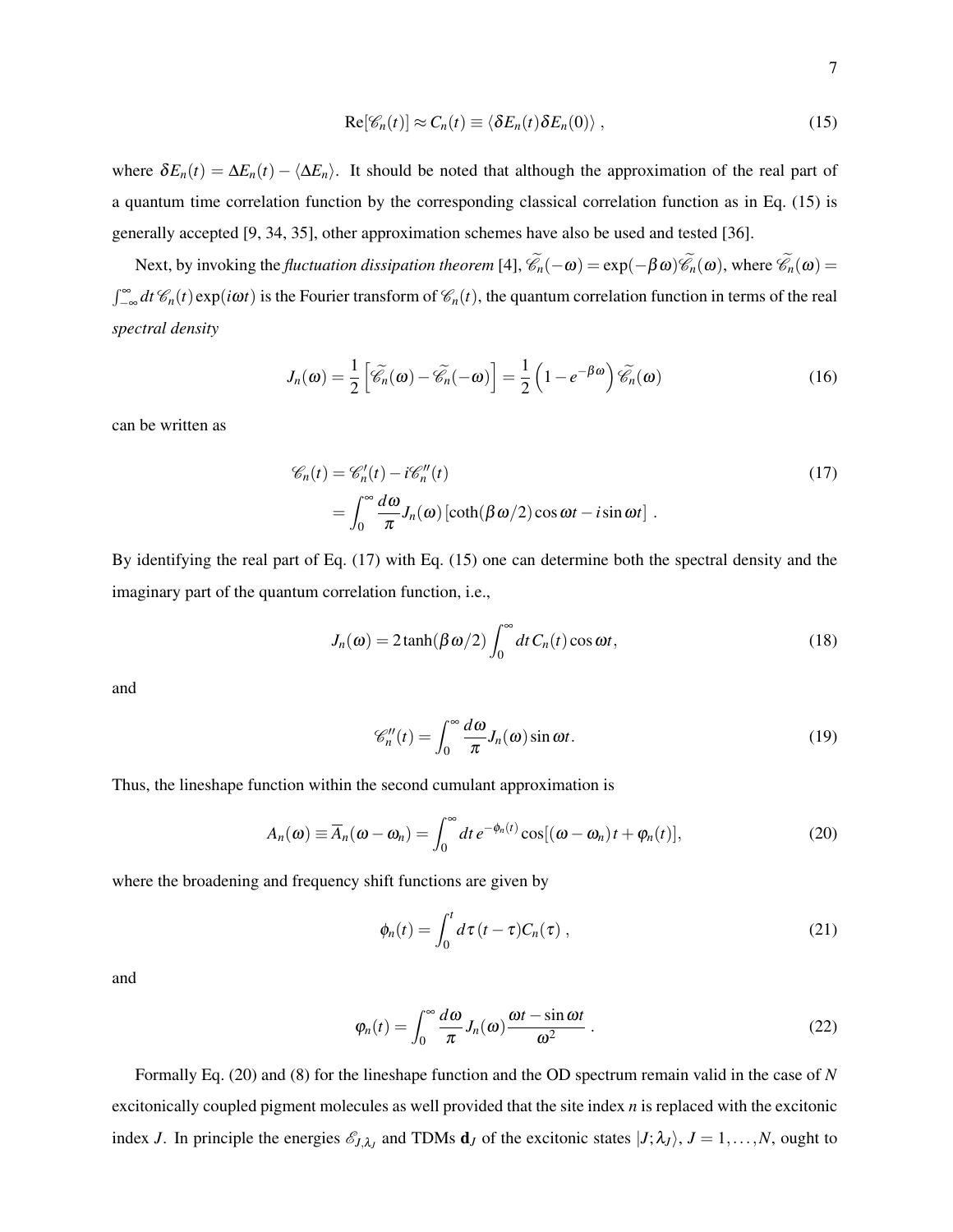$$\mathrm{Re}[\mathscr{C}_n(t)] \approx C_n(t) \equiv \langle \delta E_n(t) \delta E_n(0) \rangle \,, \tag{15}$$

where $\delta E_n(t) = \Delta E_n(t) - \langle \Delta E_n \rangle$. It should be noted that although the approximation of the real part of a quantum time correlation function by the corresponding classical correlation function as in Eq. (15) is generally accepted [9, 34, 35], other approximation schemes have also be used and tested [36].

Next, by invoking the *fluctuation dissipation theorem* [4], $\widetilde{\mathscr{C}}_n(-\omega) = \exp(-\beta\omega)\widetilde{\mathscr{C}}_n(\omega)$, where $\widetilde{\mathscr{C}}_n(\omega) = \int_{-\infty}^{\infty} dt\, \mathscr{C}_n(t) \exp(i\omega t)$ is the Fourier transform of $\mathscr{C}_n(t)$, the quantum correlation function in terms of the real *spectral density*

$$J_n(\omega) = \frac{1}{2}\left[\widetilde{\mathscr{C}}_n(\omega) - \widetilde{\mathscr{C}}_n(-\omega)\right] = \frac{1}{2}\left(1 - e^{-\beta\omega}\right)\widetilde{\mathscr{C}}_n(\omega) \tag{16}$$

can be written as

$$\begin{aligned} \mathscr{C}_n(t) &= \mathscr{C}_n'(t) - i\mathscr{C}_n''(t) \\ &= \int_0^\infty \frac{d\omega}{\pi} J_n(\omega) \left[\coth(\beta\omega/2)\cos\omega t - i \sin\omega t\right] \,. \end{aligned} \tag{17}$$

By identifying the real part of Eq. (17) with Eq. (15) one can determine both the spectral density and the imaginary part of the quantum correlation function, i.e.,

$$J_n(\omega) = 2\tanh(\beta\omega/2) \int_0^\infty dt\, C_n(t) \cos\omega t, \tag{18}$$

and

$$\mathscr{C}_n''(t) = \int_0^\infty \frac{d\omega}{\pi} J_n(\omega) \sin\omega t. \tag{19}$$

Thus, the lineshape function within the second cumulant approximation is

$$A_n(\omega) \equiv \overline{A}_n(\omega - \omega_n) = \int_0^\infty dt\, e^{-\phi_n(t)} \cos[(\omega - \omega_n)t + \varphi_n(t)], \tag{20}$$

where the broadening and frequency shift functions are given by

$$\phi_n(t) = \int_0^t d\tau\, (t - \tau) C_n(\tau) \,, \tag{21}$$

and

$$\varphi_n(t) = \int_0^\infty \frac{d\omega}{\pi} J_n(\omega) \frac{\omega t - \sin\omega t}{\omega^2} \,. \tag{22}$$

Formally Eq. (20) and (8) for the lineshape function and the OD spectrum remain valid in the case of $N$ excitonically coupled pigment molecules as well provided that the site index $n$ is replaced with the excitonic index $J$. In principle the energies $\mathscr{E}_{J,\lambda_J}$ and TDMs $\mathbf{d}_J$ of the excitonic states $|J;\lambda_J\rangle$, $J = 1,\ldots,N$, ought to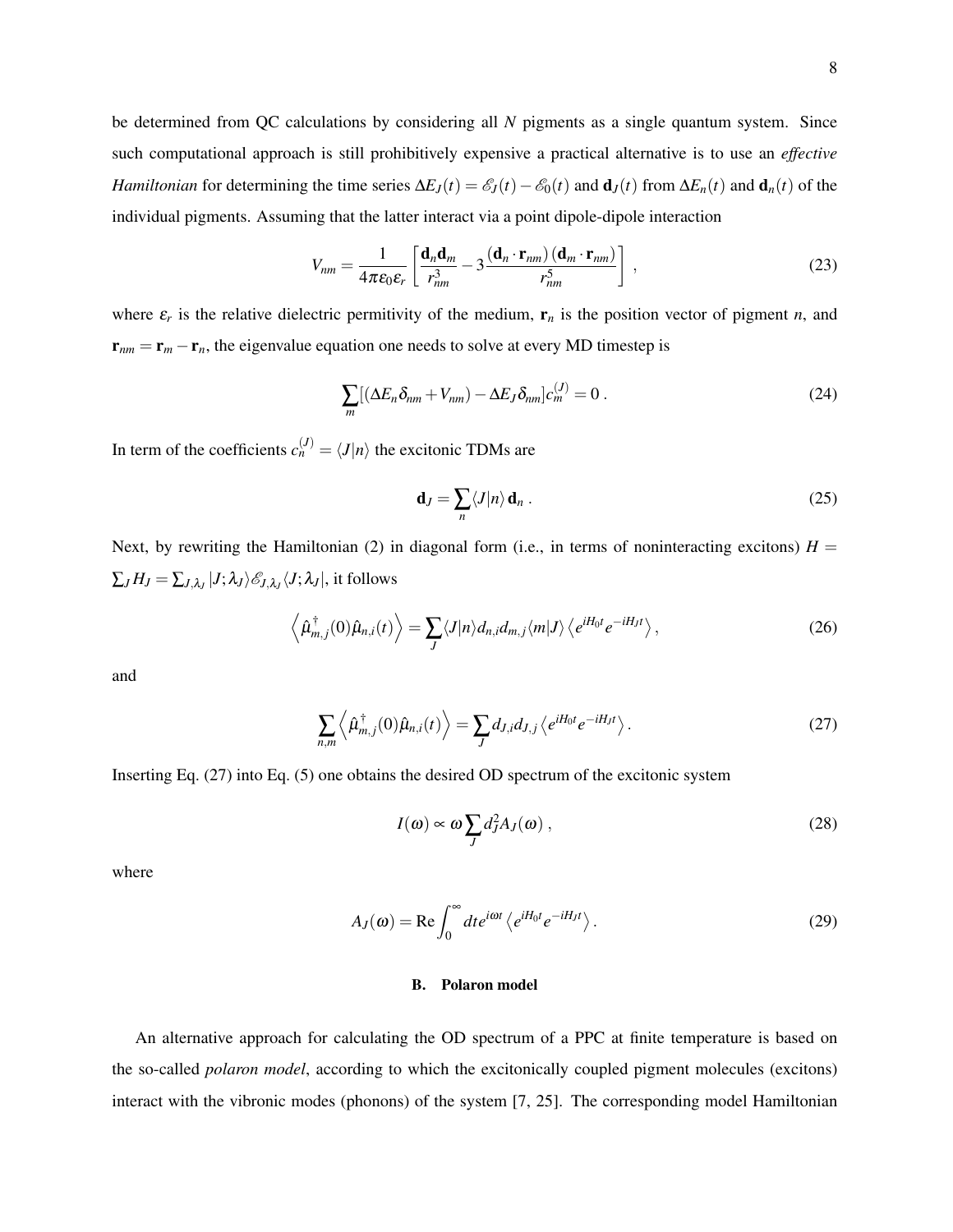be determined from QC calculations by considering all $N$ pigments as a single quantum system. Since such computational approach is still prohibitively expensive a practical alternative is to use an *effective Hamiltonian* for determining the time series $\Delta E_J(t) = \mathscr{E}_J(t) - \mathscr{E}_0(t)$ and $\mathbf{d}_J(t)$ from $\Delta E_n(t)$ and $\mathbf{d}_n(t)$ of the individual pigments. Assuming that the latter interact via a point dipole-dipole interaction

$$V_{nm} = \frac{1}{4\pi\varepsilon_0\varepsilon_r}\left[\frac{\mathbf{d}_n\mathbf{d}_m}{r_{nm}^3} - 3\frac{(\mathbf{d}_n\cdot\mathbf{r}_{nm})(\mathbf{d}_m\cdot\mathbf{r}_{nm})}{r_{nm}^5}\right] , \tag{23}$$

where $\varepsilon_r$ is the relative dielectric permitivity of the medium, $\mathbf{r}_n$ is the position vector of pigment $n$, and $\mathbf{r}_{nm} = \mathbf{r}_m - \mathbf{r}_n$, the eigenvalue equation one needs to solve at every MD timestep is

$$\sum_m [(\Delta E_n \delta_{nm} + V_{nm}) - \Delta E_J \delta_{nm}] c_m^{(J)} = 0 \,. \tag{24}$$

In term of the coefficients $c_n^{(J)} = \langle J|n\rangle$ the excitonic TDMs are

$$\mathbf{d}_J = \sum_n \langle J|n\rangle\, \mathbf{d}_n \,. \tag{25}$$

Next, by rewriting the Hamiltonian (2) in diagonal form (i.e., in terms of noninteracting excitons) $H = \sum_J H_J = \sum_{J,\lambda_J} |J;\lambda_J\rangle \mathscr{E}_{J,\lambda_J} \langle J;\lambda_J|$, it follows

$$\left\langle \hat{\mu}_{m,j}^\dagger(0)\hat{\mu}_{n,i}(t)\right\rangle = \sum_J \langle J|n\rangle d_{n,i} d_{m,j} \langle m|J\rangle \left\langle e^{iH_0t} e^{-iH_Jt}\right\rangle , \tag{26}$$

and

$$\sum_{n,m} \left\langle \hat{\mu}_{m,j}^\dagger(0)\hat{\mu}_{n,i}(t)\right\rangle = \sum_J d_{J,i} d_{J,j} \left\langle e^{iH_0t} e^{-iH_Jt}\right\rangle . \tag{27}$$

Inserting Eq. (27) into Eq. (5) one obtains the desired OD spectrum of the excitonic system

$$I(\omega) \propto \omega \sum_J d_J^2 A_J(\omega) \,, \tag{28}$$

where

$$A_J(\omega) = \mathrm{Re}\int_0^\infty dt e^{i\omega t} \left\langle e^{iH_0t} e^{-iH_Jt}\right\rangle . \tag{29}$$

### B. Polaron model

An alternative approach for calculating the OD spectrum of a PPC at finite temperature is based on the so-called *polaron model*, according to which the excitonically coupled pigment molecules (excitons) interact with the vibronic modes (phonons) of the system [7, 25]. The corresponding model Hamiltonian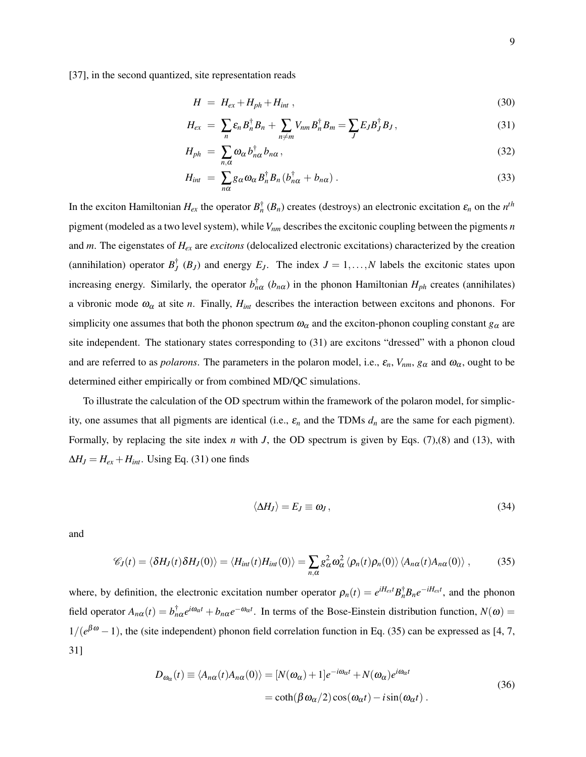[37], in the second quantized, site representation reads

$$H = H_{ex} + H_{ph} + H_{int} \,, \tag{30}$$

$$H_{ex} = \sum_n \varepsilon_n B_n^\dagger B_n + \sum_{n\neq m} V_{nm} B_n^\dagger B_m = \sum_J E_J B_J^\dagger B_J \,, \tag{31}$$

$$H_{ph} = \sum_{n,\alpha} \omega_\alpha \, b_{n\alpha}^\dagger b_{n\alpha} \,, \tag{32}$$

$$H_{int} = \sum_{n\alpha} g_\alpha \omega_\alpha B_n^\dagger B_n \, (b_{n\alpha}^\dagger + b_{n\alpha}) \,. \tag{33}$$

In the exciton Hamiltonian $H_{ex}$ the operator $B_n^\dagger$ ($B_n$) creates (destroys) an electronic excitation $\varepsilon_n$ on the $n^{th}$ pigment (modeled as a two level system), while $V_{nm}$ describes the excitonic coupling between the pigments $n$ and $m$. The eigenstates of $H_{ex}$ are *excitons* (delocalized electronic excitations) characterized by the creation (annihilation) operator $B_J^\dagger$ ($B_J$) and energy $E_J$. The index $J = 1, \ldots, N$ labels the excitonic states upon increasing energy. Similarly, the operator $b_{n\alpha}^\dagger$ ($b_{n\alpha}$) in the phonon Hamiltonian $H_{ph}$ creates (annihilates) a vibronic mode $\omega_\alpha$ at site $n$. Finally, $H_{int}$ describes the interaction between excitons and phonons. For simplicity one assumes that both the phonon spectrum $\omega_\alpha$ and the exciton-phonon coupling constant $g_\alpha$ are site independent. The stationary states corresponding to (31) are excitons "dressed" with a phonon cloud and are referred to as *polarons*. The parameters in the polaron model, i.e., $\varepsilon_n$, $V_{nm}$, $g_\alpha$ and $\omega_\alpha$, ought to be determined either empirically or from combined MD/QC simulations.

To illustrate the calculation of the OD spectrum within the framework of the polaron model, for simplicity, one assumes that all pigments are identical (i.e., $\varepsilon_n$ and the TDMs $d_n$ are the same for each pigment). Formally, by replacing the site index $n$ with $J$, the OD spectrum is given by Eqs. (7),(8) and (13), with $\Delta H_J = H_{ex} + H_{int}$. Using Eq. (31) one finds

$$\langle \Delta H_J \rangle = E_J \equiv \omega_J \,, \tag{34}$$

and

$$\mathscr{C}_J(t) = \langle \delta H_J(t) \delta H_J(0) \rangle = \langle H_{int}(t) H_{int}(0) \rangle = \sum_{n,\alpha} g_\alpha^2 \omega_\alpha^2 \, \langle \rho_n(t) \rho_n(0) \rangle \, \langle A_{n\alpha}(t) A_{n\alpha}(0) \rangle \,, \tag{35}$$

where, by definition, the electronic excitation number operator $\rho_n(t) = e^{iH_{ex}t} B_n^\dagger B_n e^{-iH_{ex}t}$, and the phonon field operator $A_{n\alpha}(t) = b_{n\alpha}^\dagger e^{i\omega_\alpha t} + b_{n\alpha} e^{-\omega_\alpha t}$. In terms of the Bose-Einstein distribution function, $N(\omega) = 1/(e^{\beta\omega} - 1)$, the (site independent) phonon field correlation function in Eq. (35) can be expressed as [4, 7, 31]

$$\begin{aligned} D_{\omega_\alpha}(t) \equiv \langle A_{n\alpha}(t) A_{n\alpha}(0) \rangle &= [N(\omega_\alpha) + 1] e^{-i\omega_\alpha t} + N(\omega_\alpha) e^{i\omega_\alpha t} \\ &= \coth(\beta\omega_\alpha/2) \cos(\omega_\alpha t) - i \sin(\omega_\alpha t) \,. \end{aligned} \tag{36}$$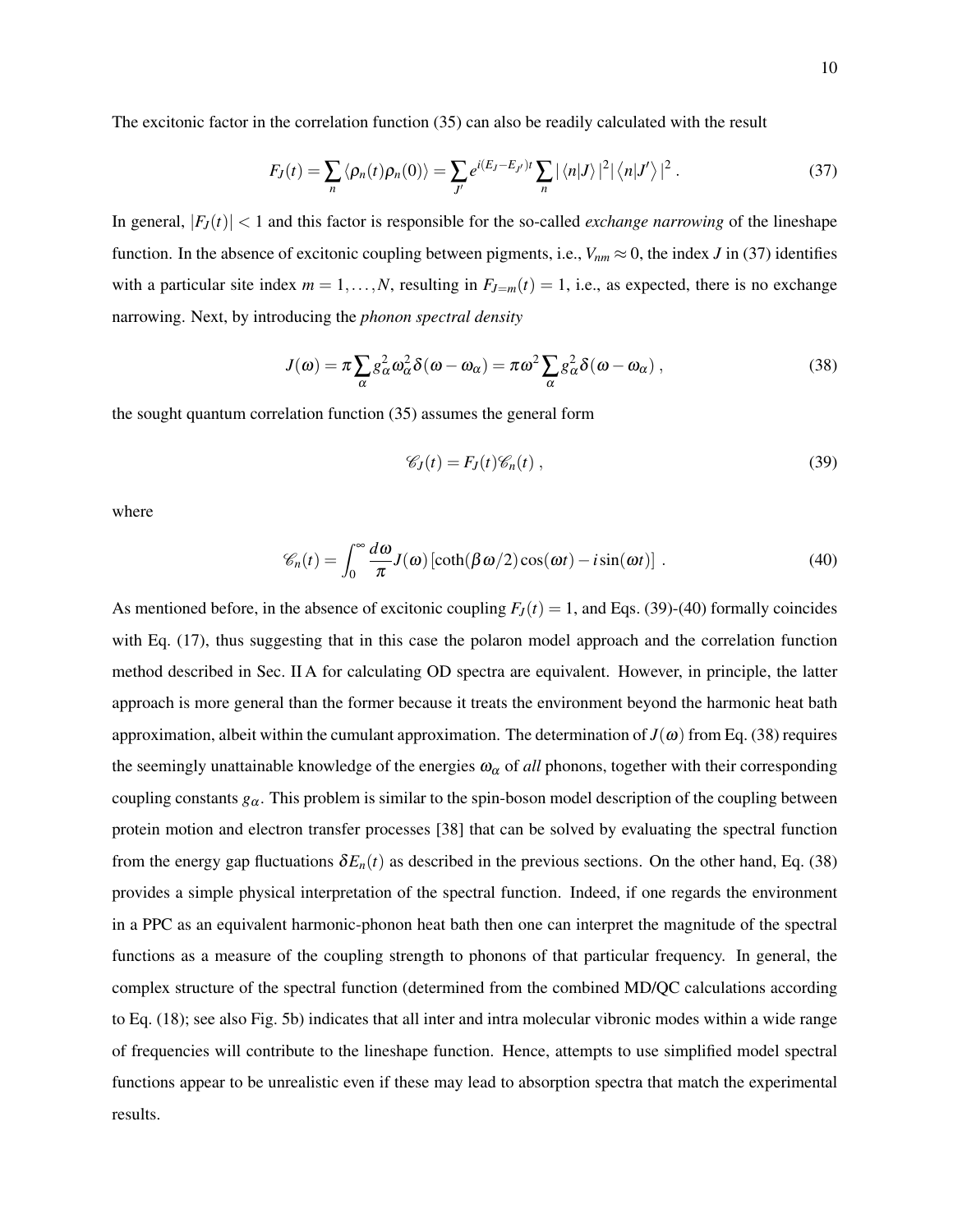The excitonic factor in the correlation function (35) can also be readily calculated with the result

$$F_J(t) = \sum_n \langle \rho_n(t)\rho_n(0)\rangle = \sum_{J'} e^{i(E_J - E_{J'})t} \sum_n |\langle n|J\rangle|^2 |\langle n|J'\rangle|^2 \,. \tag{37}$$

In general, $|F_J(t)| < 1$ and this factor is responsible for the so-called *exchange narrowing* of the lineshape function. In the absence of excitonic coupling between pigments, i.e., $V_{nm} \approx 0$, the index $J$ in (37) identifies with a particular site index $m = 1, \ldots, N$, resulting in $F_{J=m}(t) = 1$, i.e., as expected, there is no exchange narrowing. Next, by introducing the *phonon spectral density*

$$J(\omega) = \pi \sum_\alpha g_\alpha^2 \omega_\alpha^2 \delta(\omega - \omega_\alpha) = \pi \omega^2 \sum_\alpha g_\alpha^2 \delta(\omega - \omega_\alpha) \,, \tag{38}$$

the sought quantum correlation function (35) assumes the general form

$$\mathscr{C}_J(t) = F_J(t)\mathscr{C}_n(t) \,, \tag{39}$$

where

$$\mathscr{C}_n(t) = \int_0^\infty \frac{d\omega}{\pi} J(\omega) \left[\coth(\beta\omega/2)\cos(\omega t) - i\sin(\omega t)\right] \,. \tag{40}$$

As mentioned before, in the absence of excitonic coupling $F_J(t) = 1$, and Eqs. (39)-(40) formally coincides with Eq. (17), thus suggesting that in this case the polaron model approach and the correlation function method described in Sec. II A for calculating OD spectra are equivalent. However, in principle, the latter approach is more general than the former because it treats the environment beyond the harmonic heat bath approximation, albeit within the cumulant approximation. The determination of $J(\omega)$ from Eq. (38) requires the seemingly unattainable knowledge of the energies $\omega_\alpha$ of *all* phonons, together with their corresponding coupling constants $g_\alpha$. This problem is similar to the spin-boson model description of the coupling between protein motion and electron transfer processes [38] that can be solved by evaluating the spectral function from the energy gap fluctuations $\delta E_n(t)$ as described in the previous sections. On the other hand, Eq. (38) provides a simple physical interpretation of the spectral function. Indeed, if one regards the environment in a PPC as an equivalent harmonic-phonon heat bath then one can interpret the magnitude of the spectral functions as a measure of the coupling strength to phonons of that particular frequency. In general, the complex structure of the spectral function (determined from the combined MD/QC calculations according to Eq. (18); see also Fig. 5b) indicates that all inter and intra molecular vibronic modes within a wide range of frequencies will contribute to the lineshape function. Hence, attempts to use simplified model spectral functions appear to be unrealistic even if these may lead to absorption spectra that match the experimental results.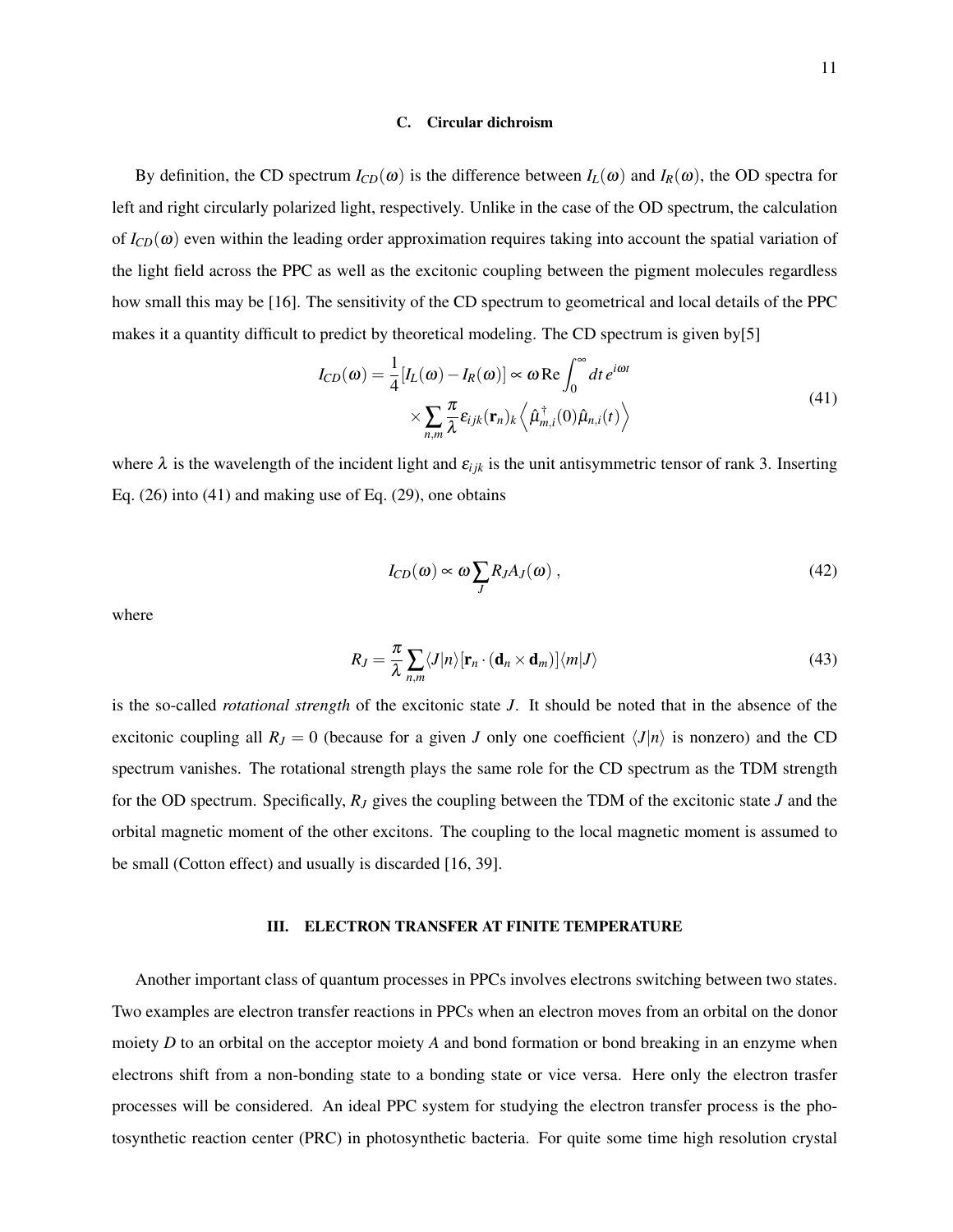### C. Circular dichroism

By definition, the CD spectrum $I_{CD}(\omega)$ is the difference between $I_L(\omega)$ and $I_R(\omega)$, the OD spectra for left and right circularly polarized light, respectively. Unlike in the case of the OD spectrum, the calculation of $I_{CD}(\omega)$ even within the leading order approximation requires taking into account the spatial variation of the light field across the PPC as well as the excitonic coupling between the pigment molecules regardless how small this may be [16]. The sensitivity of the CD spectrum to geometrical and local details of the PPC makes it a quantity difficult to predict by theoretical modeling. The CD spectrum is given by[5]

$$I_{CD}(\omega) = \frac{1}{4}[I_L(\omega) - I_R(\omega)] \propto \omega \,\mathrm{Re} \int_0^\infty dt\, e^{i\omega t} \times \sum_{n,m} \frac{\pi}{\lambda} \varepsilon_{ijk} (\mathbf{r}_n)_k \left\langle \hat{\mu}^\dagger_{m,i}(0) \hat{\mu}_{n,i}(t) \right\rangle \tag{41}$$

where $\lambda$ is the wavelength of the incident light and $\varepsilon_{ijk}$ is the unit antisymmetric tensor of rank 3. Inserting Eq. (26) into (41) and making use of Eq. (29), one obtains

$$I_{CD}(\omega) \propto \omega \sum_J R_J A_J(\omega) \,, \tag{42}$$

where

$$R_J = \frac{\pi}{\lambda} \sum_{n,m} \langle J|n\rangle [\mathbf{r}_n \cdot (\mathbf{d}_n \times \mathbf{d}_m)] \langle m|J\rangle \tag{43}$$

is the so-called *rotational strength* of the excitonic state $J$. It should be noted that in the absence of the excitonic coupling all $R_J = 0$ (because for a given $J$ only one coefficient $\langle J|n\rangle$ is nonzero) and the CD spectrum vanishes. The rotational strength plays the same role for the CD spectrum as the TDM strength for the OD spectrum. Specifically, $R_J$ gives the coupling between the TDM of the excitonic state $J$ and the orbital magnetic moment of the other excitons. The coupling to the local magnetic moment is assumed to be small (Cotton effect) and usually is discarded [16, 39].

## III. ELECTRON TRANSFER AT FINITE TEMPERATURE

Another important class of quantum processes in PPCs involves electrons switching between two states. Two examples are electron transfer reactions in PPCs when an electron moves from an orbital on the donor moiety $D$ to an orbital on the acceptor moiety $A$ and bond formation or bond breaking in an enzyme when electrons shift from a non-bonding state to a bonding state or vice versa. Here only the electron trasfer processes will be considered. An ideal PPC system for studying the electron transfer process is the photosynthetic reaction center (PRC) in photosynthetic bacteria. For quite some time high resolution crystal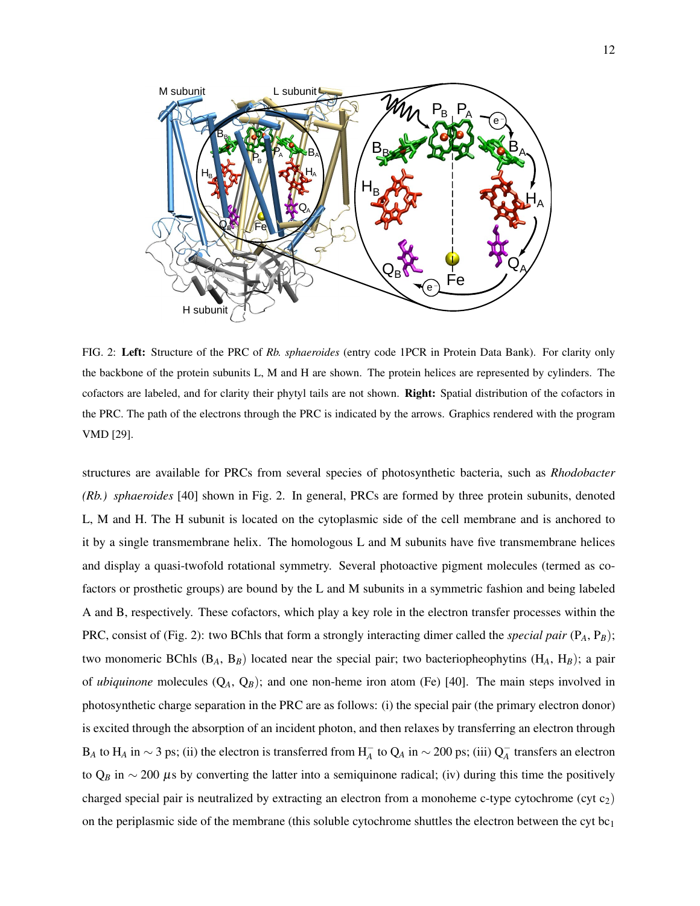FIG. 2: **Left:** Structure of the PRC of *Rb. sphaeroides* (entry code 1PCR in Protein Data Bank). For clarity only the backbone of the protein subunits L, M and H are shown. The protein helices are represented by cylinders. The cofactors are labeled, and for clarity their phytyl tails are not shown. **Right:** Spatial distribution of the cofactors in the PRC. The path of the electrons through the PRC is indicated by the arrows. Graphics rendered with the program VMD [29].

structures are available for PRCs from several species of photosynthetic bacteria, such as *Rhodobacter (Rb.) sphaeroides* [40] shown in Fig. 2. In general, PRCs are formed by three protein subunits, denoted L, M and H. The H subunit is located on the cytoplasmic side of the cell membrane and is anchored to it by a single transmembrane helix. The homologous L and M subunits have five transmembrane helices and display a quasi-twofold rotational symmetry. Several photoactive pigment molecules (termed as cofactors or prosthetic groups) are bound by the L and M subunits in a symmetric fashion and being labeled A and B, respectively. These cofactors, which play a key role in the electron transfer processes within the PRC, consist of (Fig. 2): two BChls that form a strongly interacting dimer called the *special pair* ($P_A$, $P_B$); two monomeric BChls ($B_A$, $B_B$) located near the special pair; two bacteriopheophytins ($H_A$, $H_B$); a pair of *ubiquinone* molecules ($Q_A$, $Q_B$); and one non-heme iron atom (Fe) [40]. The main steps involved in photosynthetic charge separation in the PRC are as follows: (i) the special pair (the primary electron donor) is excited through the absorption of an incident photon, and then relaxes by transferring an electron through $B_A$ to $H_A$ in $\sim 3$ ps; (ii) the electron is transferred from $H_A^-$ to $Q_A$ in $\sim 200$ ps; (iii) $Q_A^-$ transfers an electron to $Q_B$ in $\sim 200$ $\mu$s by converting the latter into a semiquinone radical; (iv) during this time the positively charged special pair is neutralized by extracting an electron from a monoheme c-type cytochrome (cyt $c_2$) on the periplasmic side of the membrane (this soluble cytochrome shuttles the electron between the cyt $bc_1$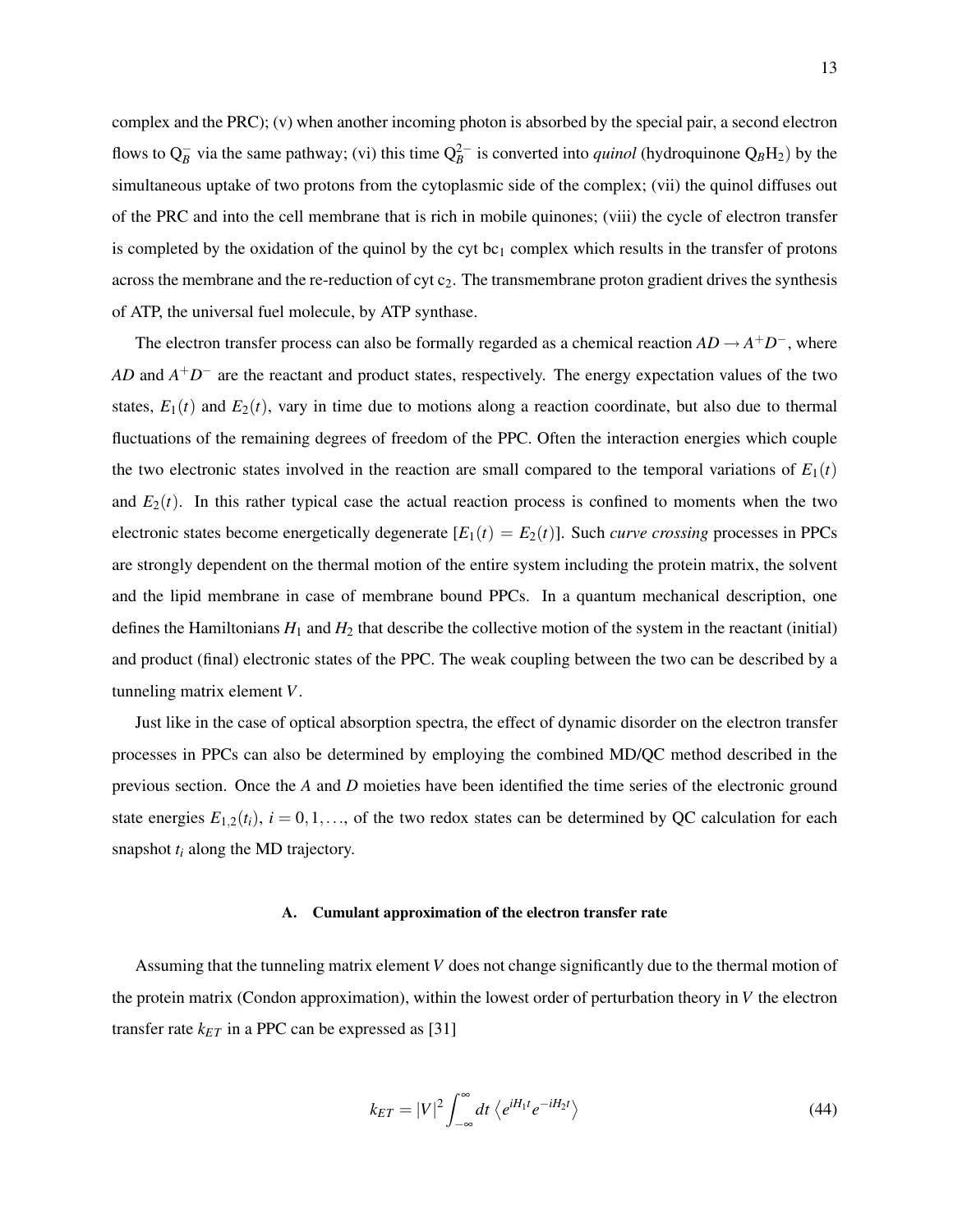complex and the PRC); (v) when another incoming photon is absorbed by the special pair, a second electron flows to $Q_B^-$ via the same pathway; (vi) this time $Q_B^{2-}$ is converted into *quinol* (hydroquinone $Q_BH_2$) by the simultaneous uptake of two protons from the cytoplasmic side of the complex; (vii) the quinol diffuses out of the PRC and into the cell membrane that is rich in mobile quinones; (viii) the cycle of electron transfer is completed by the oxidation of the quinol by the cyt $bc_1$ complex which results in the transfer of protons across the membrane and the re-reduction of cyt $c_2$. The transmembrane proton gradient drives the synthesis of ATP, the universal fuel molecule, by ATP synthase.

The electron transfer process can also be formally regarded as a chemical reaction $AD \to A^+D^-$, where $AD$ and $A^+D^-$ are the reactant and product states, respectively. The energy expectation values of the two states, $E_1(t)$ and $E_2(t)$, vary in time due to motions along a reaction coordinate, but also due to thermal fluctuations of the remaining degrees of freedom of the PPC. Often the interaction energies which couple the two electronic states involved in the reaction are small compared to the temporal variations of $E_1(t)$ and $E_2(t)$. In this rather typical case the actual reaction process is confined to moments when the two electronic states become energetically degenerate [$E_1(t) = E_2(t)$]. Such *curve crossing* processes in PPCs are strongly dependent on the thermal motion of the entire system including the protein matrix, the solvent and the lipid membrane in case of membrane bound PPCs. In a quantum mechanical description, one defines the Hamiltonians $H_1$ and $H_2$ that describe the collective motion of the system in the reactant (initial) and product (final) electronic states of the PPC. The weak coupling between the two can be described by a tunneling matrix element $V$.

Just like in the case of optical absorption spectra, the effect of dynamic disorder on the electron transfer processes in PPCs can also be determined by employing the combined MD/QC method described in the previous section. Once the $A$ and $D$ moieties have been identified the time series of the electronic ground state energies $E_{1,2}(t_i)$, $i = 0, 1, \ldots$, of the two redox states can be determined by QC calculation for each snapshot $t_i$ along the MD trajectory.

### A. Cumulant approximation of the electron transfer rate

Assuming that the tunneling matrix element $V$ does not change significantly due to the thermal motion of the protein matrix (Condon approximation), within the lowest order of perturbation theory in $V$ the electron transfer rate $k_{ET}$ in a PPC can be expressed as [31]

$$k_{ET} = |V|^2 \int_{-\infty}^{\infty} dt \left\langle e^{iH_1 t} e^{-iH_2 t} \right\rangle \tag{44}$$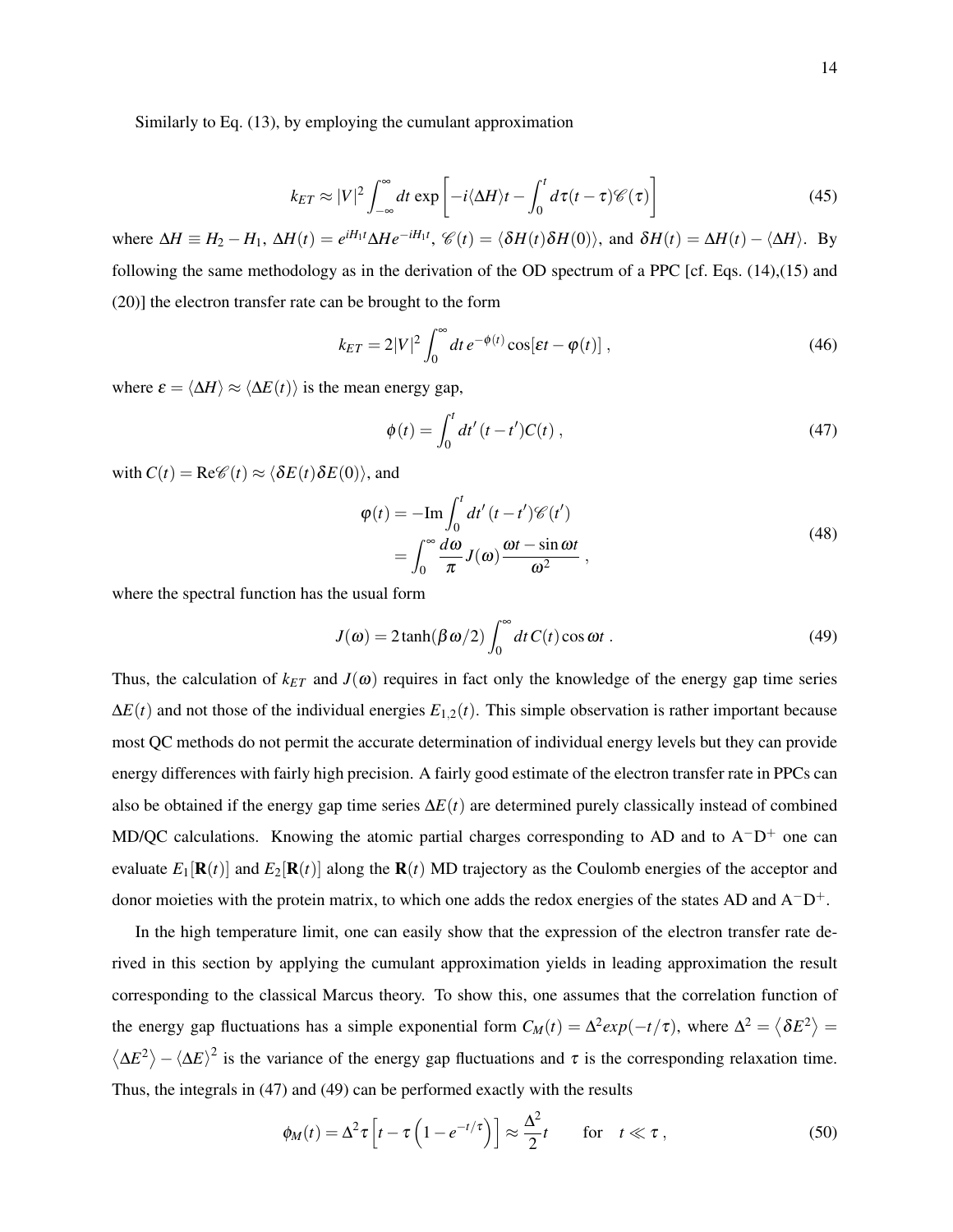Similarly to Eq. (13), by employing the cumulant approximation

$$k_{ET} \approx |V|^2 \int_{-\infty}^{\infty} dt \, \exp\left[ -i\langle \Delta H \rangle t - \int_0^t d\tau (t-\tau) \mathscr{C}(\tau) \right] \tag{45}$$

where $\Delta H \equiv H_2 - H_1$, $\Delta H(t) = e^{iH_1 t} \Delta H e^{-iH_1 t}$, $\mathscr{C}(t) = \langle \delta H(t) \delta H(0) \rangle$, and $\delta H(t) = \Delta H(t) - \langle \Delta H \rangle$. By following the same methodology as in the derivation of the OD spectrum of a PPC [cf. Eqs. (14),(15) and (20)] the electron transfer rate can be brought to the form

$$k_{ET} = 2|V|^2 \int_0^{\infty} dt \, e^{-\phi(t)} \cos[\varepsilon t - \varphi(t)] \, , \tag{46}$$

where $\varepsilon = \langle \Delta H \rangle \approx \langle \Delta E(t) \rangle$ is the mean energy gap,

$$\phi(t) = \int_0^t dt' \, (t - t') C(t) \, , \tag{47}$$

with $C(t) = \text{Re}\mathscr{C}(t) \approx \langle \delta E(t) \delta E(0) \rangle$, and

$$\begin{aligned} \varphi(t) &= -\text{Im} \int_0^t dt' \, (t-t') \mathscr{C}(t') \\ &= \int_0^{\infty} \frac{d\omega}{\pi} J(\omega) \frac{\omega t - \sin \omega t}{\omega^2} \, , \end{aligned} \tag{48}$$

where the spectral function has the usual form

$$J(\omega) = 2 \tanh(\beta \omega / 2) \int_0^{\infty} dt \, C(t) \cos \omega t \, . \tag{49}$$

Thus, the calculation of $k_{ET}$ and $J(\omega)$ requires in fact only the knowledge of the energy gap time series $\Delta E(t)$ and not those of the individual energies $E_{1,2}(t)$. This simple observation is rather important because most QC methods do not permit the accurate determination of individual energy levels but they can provide energy differences with fairly high precision. A fairly good estimate of the electron transfer rate in PPCs can also be obtained if the energy gap time series $\Delta E(t)$ are determined purely classically instead of combined MD/QC calculations. Knowing the atomic partial charges corresponding to AD and to $A^- D^+$ one can evaluate $E_1[\mathbf{R}(t)]$ and $E_2[\mathbf{R}(t)]$ along the $\mathbf{R}(t)$ MD trajectory as the Coulomb energies of the acceptor and donor moieties with the protein matrix, to which one adds the redox energies of the states AD and $A^- D^+$.

In the high temperature limit, one can easily show that the expression of the electron transfer rate derived in this section by applying the cumulant approximation yields in leading approximation the result corresponding to the classical Marcus theory. To show this, one assumes that the correlation function of the energy gap fluctuations has a simple exponential form $C_M(t) = \Delta^2 exp(-t/\tau)$, where $\Delta^2 = \langle \delta E^2 \rangle = \langle \Delta E^2 \rangle - \langle \Delta E \rangle^2$ is the variance of the energy gap fluctuations and $\tau$ is the corresponding relaxation time. Thus, the integrals in (47) and (49) can be performed exactly with the results

$$\phi_M(t) = \Delta^2 \tau \left[ t - \tau \left( 1 - e^{-t/\tau} \right) \right] \approx \frac{\Delta^2}{2} t \qquad \text{for} \quad t \ll \tau \, , \tag{50}$$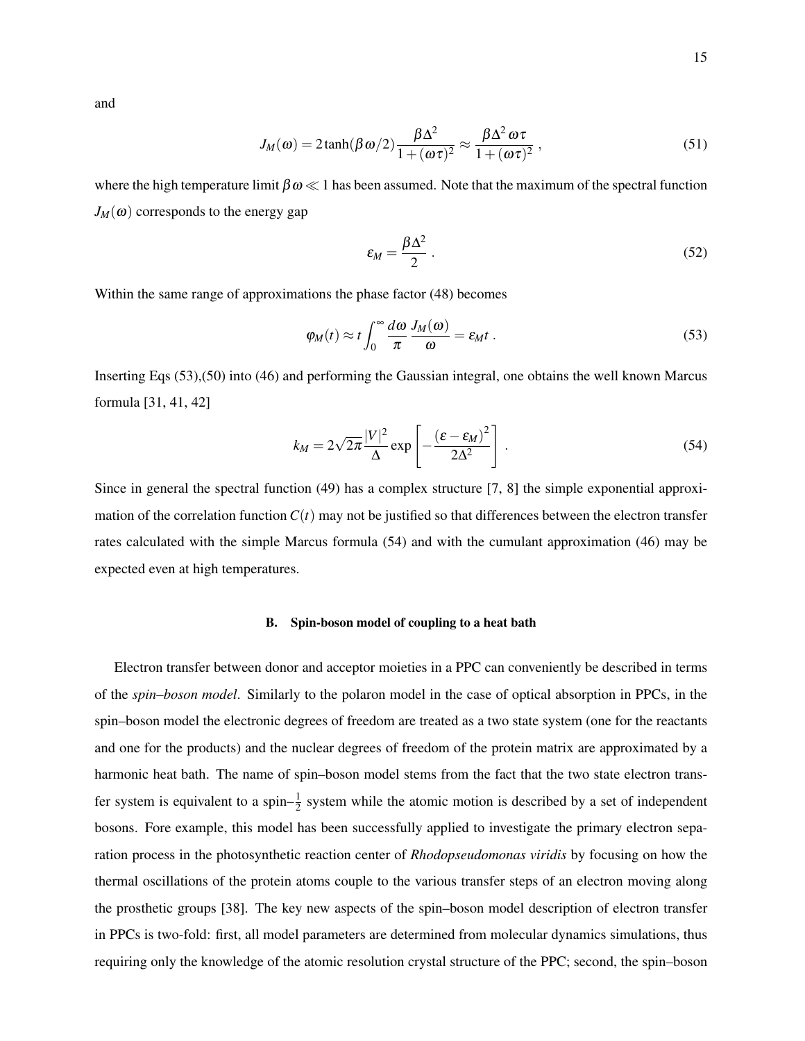and

$$J_M(\omega) = 2\tanh(\beta\omega/2)\frac{\beta\Delta^2}{1+(\omega\tau)^2} \approx \frac{\beta\Delta^2\,\omega\tau}{1+(\omega\tau)^2}\,, \tag{51}$$

where the high temperature limit $\beta\omega \ll 1$ has been assumed. Note that the maximum of the spectral function $J_M(\omega)$ corresponds to the energy gap

$$\varepsilon_M = \frac{\beta\Delta^2}{2}\,. \tag{52}$$

Within the same range of approximations the phase factor (48) becomes

$$\varphi_M(t) \approx t\int_0^\infty \frac{d\omega}{\pi}\frac{J_M(\omega)}{\omega} = \varepsilon_M t\,. \tag{53}$$

Inserting Eqs (53),(50) into (46) and performing the Gaussian integral, one obtains the well known Marcus formula [31, 41, 42]

$$k_M = 2\sqrt{2\pi}\frac{|V|^2}{\Delta}\exp\left[-\frac{(\varepsilon-\varepsilon_M)^2}{2\Delta^2}\right]\,. \tag{54}$$

Since in general the spectral function (49) has a complex structure [7, 8] the simple exponential approximation of the correlation function $C(t)$ may not be justified so that differences between the electron transfer rates calculated with the simple Marcus formula (54) and with the cumulant approximation (46) may be expected even at high temperatures.

### B. Spin-boson model of coupling to a heat bath

Electron transfer between donor and acceptor moieties in a PPC can conveniently be described in terms of the *spin–boson model*. Similarly to the polaron model in the case of optical absorption in PPCs, in the spin–boson model the electronic degrees of freedom are treated as a two state system (one for the reactants and one for the products) and the nuclear degrees of freedom of the protein matrix are approximated by a harmonic heat bath. The name of spin–boson model stems from the fact that the two state electron transfer system is equivalent to a spin–$\frac{1}{2}$ system while the atomic motion is described by a set of independent bosons. Fore example, this model has been successfully applied to investigate the primary electron separation process in the photosynthetic reaction center of *Rhodopseudomonas viridis* by focusing on how the thermal oscillations of the protein atoms couple to the various transfer steps of an electron moving along the prosthetic groups [38]. The key new aspects of the spin–boson model description of electron transfer in PPCs is two-fold: first, all model parameters are determined from molecular dynamics simulations, thus requiring only the knowledge of the atomic resolution crystal structure of the PPC; second, the spin–boson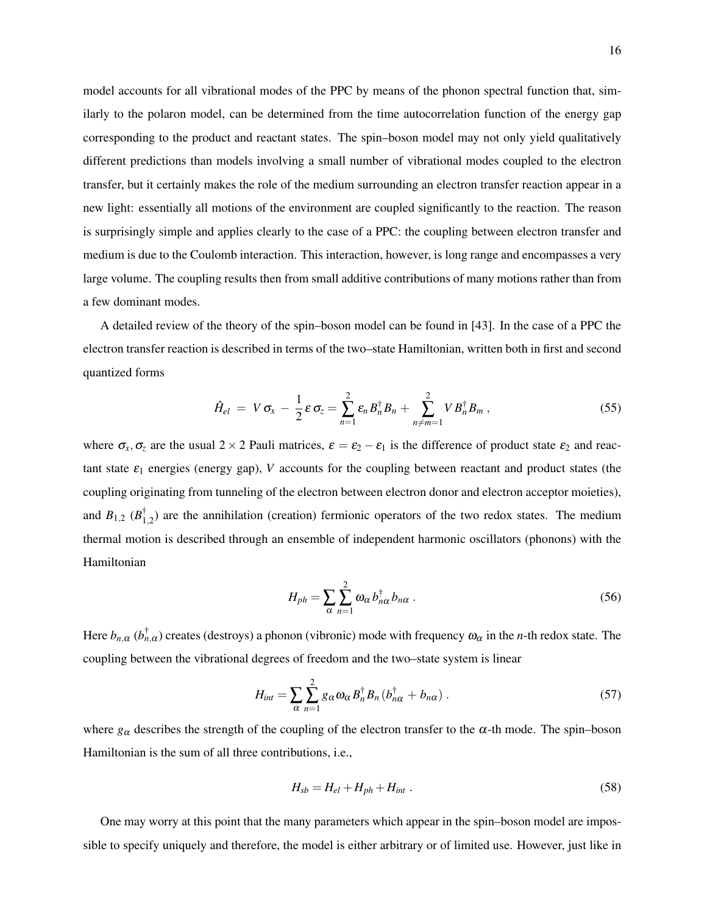model accounts for all vibrational modes of the PPC by means of the phonon spectral function that, similarly to the polaron model, can be determined from the time autocorrelation function of the energy gap corresponding to the product and reactant states. The spin–boson model may not only yield qualitatively different predictions than models involving a small number of vibrational modes coupled to the electron transfer, but it certainly makes the role of the medium surrounding an electron transfer reaction appear in a new light: essentially all motions of the environment are coupled significantly to the reaction. The reason is surprisingly simple and applies clearly to the case of a PPC: the coupling between electron transfer and medium is due to the Coulomb interaction. This interaction, however, is long range and encompasses a very large volume. The coupling results then from small additive contributions of many motions rather than from a few dominant modes.

A detailed review of the theory of the spin–boson model can be found in [43]. In the case of a PPC the electron transfer reaction is described in terms of the two–state Hamiltonian, written both in first and second quantized forms

$$\hat{H}_{el} \;=\; V\,\sigma_x \,-\, \frac{1}{2}\,\varepsilon\,\sigma_z = \sum_{n=1}^{2} \varepsilon_n B_n^\dagger B_n + \sum_{n\neq m=1}^{2} V\,B_n^\dagger B_m \;, \tag{55}$$

where $\sigma_x, \sigma_z$ are the usual $2\times 2$ Pauli matrices, $\varepsilon = \varepsilon_2 - \varepsilon_1$ is the difference of product state $\varepsilon_2$ and reactant state $\varepsilon_1$ energies (energy gap), $V$ accounts for the coupling between reactant and product states (the coupling originating from tunneling of the electron between electron donor and electron acceptor moieties), and $B_{1,2}$ ($B_{1,2}^\dagger$) are the annihilation (creation) fermionic operators of the two redox states. The medium thermal motion is described through an ensemble of independent harmonic oscillators (phonons) with the Hamiltonian

$$H_{ph} = \sum_\alpha \sum_{n=1}^{2} \omega_\alpha\, b_{n\alpha}^\dagger\, b_{n\alpha} \;. \tag{56}$$

Here $b_{n,\alpha}$ ($b_{n,\alpha}^\dagger$) creates (destroys) a phonon (vibronic) mode with frequency $\omega_\alpha$ in the $n$-th redox state. The coupling between the vibrational degrees of freedom and the two–state system is linear

$$H_{int} = \sum_\alpha \sum_{n=1}^{2} g_\alpha \omega_\alpha B_n^\dagger B_n \,(b_{n\alpha}^\dagger + b_{n\alpha}) \;. \tag{57}$$

where $g_\alpha$ describes the strength of the coupling of the electron transfer to the $\alpha$-th mode. The spin–boson Hamiltonian is the sum of all three contributions, i.e.,

$$H_{sb} = H_{el} + H_{ph} + H_{int} \;. \tag{58}$$

One may worry at this point that the many parameters which appear in the spin–boson model are impossible to specify uniquely and therefore, the model is either arbitrary or of limited use. However, just like in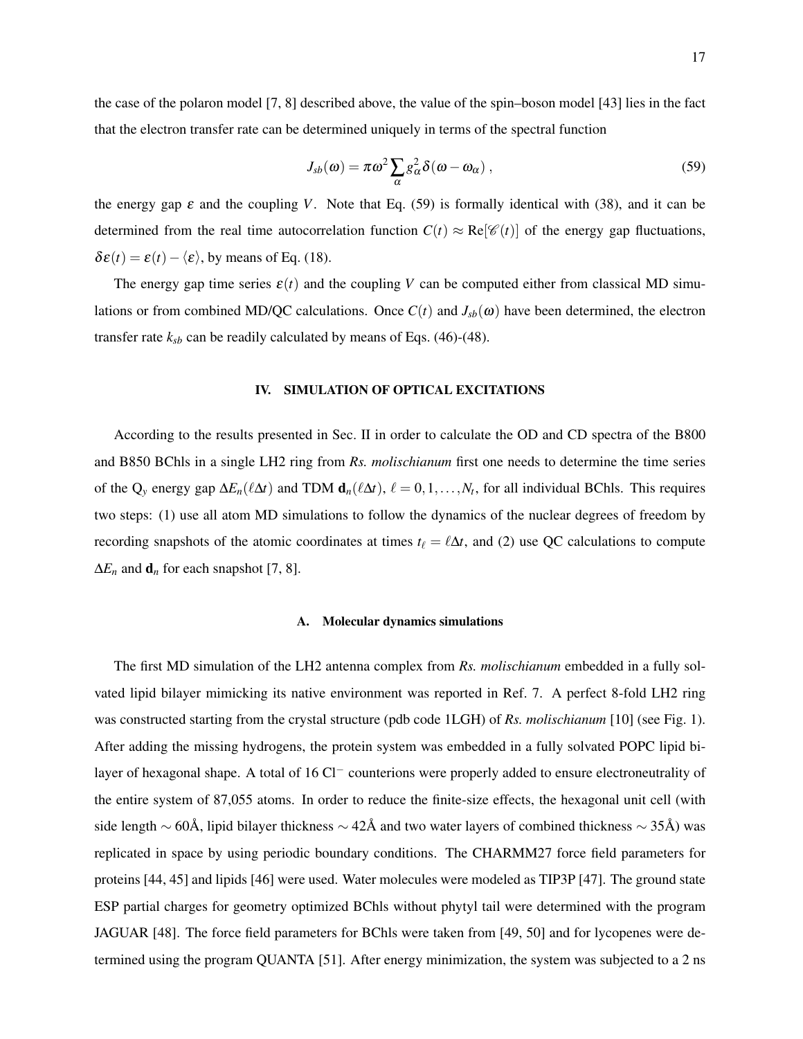the case of the polaron model [7, 8] described above, the value of the spin–boson model [43] lies in the fact that the electron transfer rate can be determined uniquely in terms of the spectral function

$$J_{sb}(\omega) = \pi\omega^2 \sum_{\alpha} g_{\alpha}^2 \delta(\omega - \omega_{\alpha}) \,, \tag{59}$$

the energy gap $\varepsilon$ and the coupling $V$. Note that Eq. (59) is formally identical with (38), and it can be determined from the real time autocorrelation function $C(t) \approx \mathrm{Re}[\mathscr{C}(t)]$ of the energy gap fluctuations, $\delta\varepsilon(t) = \varepsilon(t) - \langle\varepsilon\rangle$, by means of Eq. (18).

The energy gap time series $\varepsilon(t)$ and the coupling $V$ can be computed either from classical MD simulations or from combined MD/QC calculations. Once $C(t)$ and $J_{sb}(\omega)$ have been determined, the electron transfer rate $k_{sb}$ can be readily calculated by means of Eqs. (46)-(48).

## IV. SIMULATION OF OPTICAL EXCITATIONS

According to the results presented in Sec. II in order to calculate the OD and CD spectra of the B800 and B850 BChls in a single LH2 ring from *Rs. molischianum* first one needs to determine the time series of the $Q_y$ energy gap $\Delta E_n(\ell\Delta t)$ and TDM $\mathbf{d}_n(\ell\Delta t)$, $\ell = 0, 1, \ldots, N_t$, for all individual BChls. This requires two steps: (1) use all atom MD simulations to follow the dynamics of the nuclear degrees of freedom by recording snapshots of the atomic coordinates at times $t_\ell = \ell\Delta t$, and (2) use QC calculations to compute $\Delta E_n$ and $\mathbf{d}_n$ for each snapshot [7, 8].

### A. Molecular dynamics simulations

The first MD simulation of the LH2 antenna complex from *Rs. molischianum* embedded in a fully solvated lipid bilayer mimicking its native environment was reported in Ref. 7. A perfect 8-fold LH2 ring was constructed starting from the crystal structure (pdb code 1LGH) of *Rs. molischianum* [10] (see Fig. 1). After adding the missing hydrogens, the protein system was embedded in a fully solvated POPC lipid bilayer of hexagonal shape. A total of 16 $Cl^-$ counterions were properly added to ensure electroneutrality of the entire system of 87,055 atoms. In order to reduce the finite-size effects, the hexagonal unit cell (with side length $\sim 60$Å, lipid bilayer thickness $\sim 42$Å and two water layers of combined thickness $\sim 35$Å) was replicated in space by using periodic boundary conditions. The CHARMM27 force field parameters for proteins [44, 45] and lipids [46] were used. Water molecules were modeled as TIP3P [47]. The ground state ESP partial charges for geometry optimized BChls without phytyl tail were determined with the program JAGUAR [48]. The force field parameters for BChls were taken from [49, 50] and for lycopenes were determined using the program QUANTA [51]. After energy minimization, the system was subjected to a 2 ns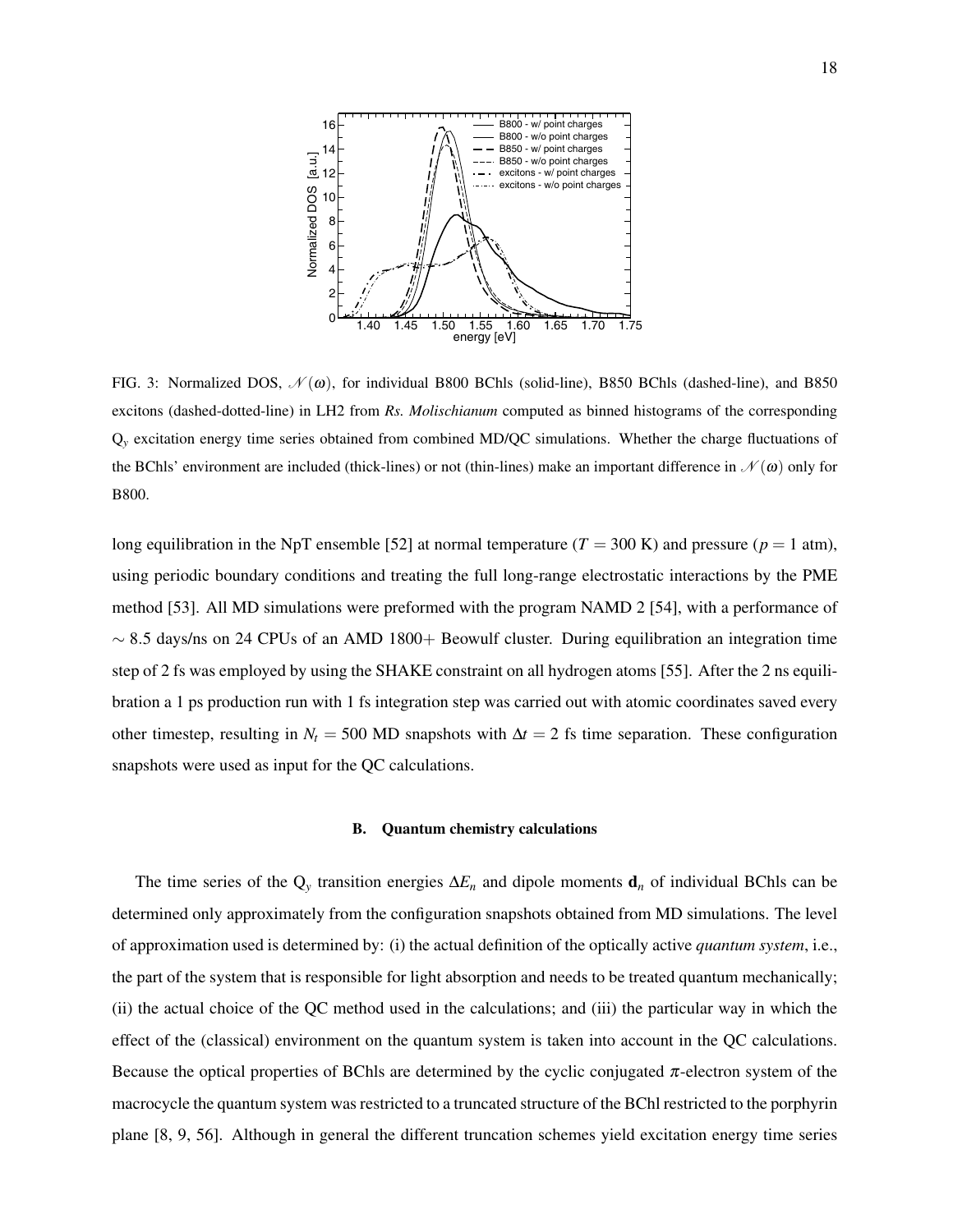FIG. 3: Normalized DOS, $\mathcal{N}(\omega)$, for individual B800 BChls (solid-line), B850 BChls (dashed-line), and B850 excitons (dashed-dotted-line) in LH2 from *Rs. Molischianum* computed as binned histograms of the corresponding $Q_y$ excitation energy time series obtained from combined MD/QC simulations. Whether the charge fluctuations of the BChls' environment are included (thick-lines) or not (thin-lines) make an important difference in $\mathcal{N}(\omega)$ only for B800.

long equilibration in the NpT ensemble [52] at normal temperature ($T = 300$ K) and pressure ($p = 1$ atm), using periodic boundary conditions and treating the full long-range electrostatic interactions by the PME method [53]. All MD simulations were preformed with the program NAMD 2 [54], with a performance of $\sim 8.5$ days/ns on 24 CPUs of an AMD 1800+ Beowulf cluster. During equilibration an integration time step of 2 fs was employed by using the SHAKE constraint on all hydrogen atoms [55]. After the 2 ns equilibration a 1 ps production run with 1 fs integration step was carried out with atomic coordinates saved every other timestep, resulting in $N_t = 500$ MD snapshots with $\Delta t = 2$ fs time separation. These configuration snapshots were used as input for the QC calculations.

### B. Quantum chemistry calculations

The time series of the $Q_y$ transition energies $\Delta E_n$ and dipole moments $\mathbf{d}_n$ of individual BChls can be determined only approximately from the configuration snapshots obtained from MD simulations. The level of approximation used is determined by: (i) the actual definition of the optically active *quantum system*, i.e., the part of the system that is responsible for light absorption and needs to be treated quantum mechanically; (ii) the actual choice of the QC method used in the calculations; and (iii) the particular way in which the effect of the (classical) environment on the quantum system is taken into account in the QC calculations. Because the optical properties of BChls are determined by the cyclic conjugated $\pi$-electron system of the macrocycle the quantum system was restricted to a truncated structure of the BChl restricted to the porphyrin plane [8, 9, 56]. Although in general the different truncation schemes yield excitation energy time series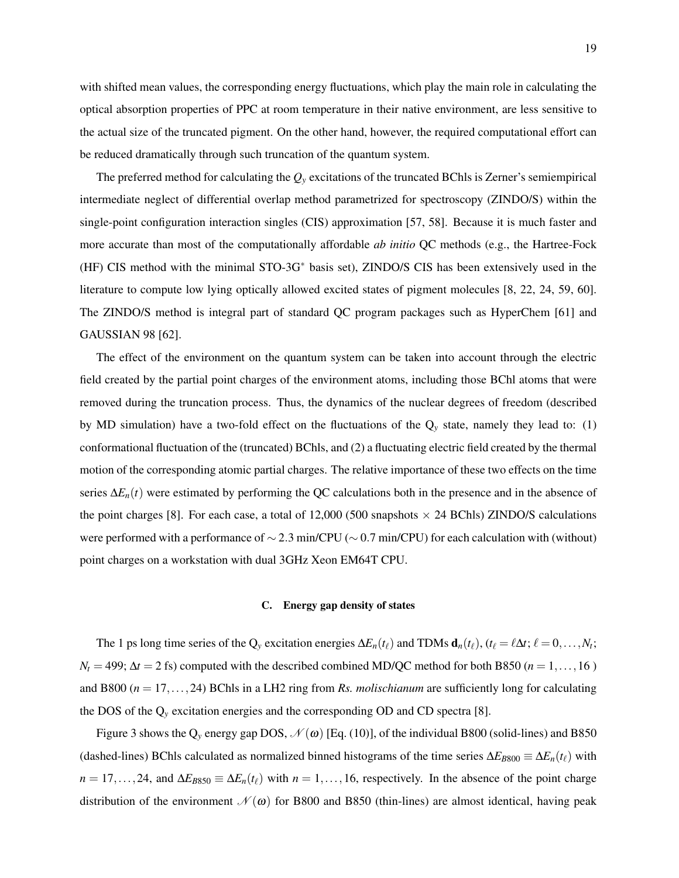with shifted mean values, the corresponding energy fluctuations, which play the main role in calculating the optical absorption properties of PPC at room temperature in their native environment, are less sensitive to the actual size of the truncated pigment. On the other hand, however, the required computational effort can be reduced dramatically through such truncation of the quantum system.

The preferred method for calculating the $Q_y$ excitations of the truncated BChls is Zerner's semiempirical intermediate neglect of differential overlap method parametrized for spectroscopy (ZINDO/S) within the single-point configuration interaction singles (CIS) approximation [57, 58]. Because it is much faster and more accurate than most of the computationally affordable *ab initio* QC methods (e.g., the Hartree-Fock (HF) CIS method with the minimal STO-3G$^*$ basis set), ZINDO/S CIS has been extensively used in the literature to compute low lying optically allowed excited states of pigment molecules [8, 22, 24, 59, 60]. The ZINDO/S method is integral part of standard QC program packages such as HyperChem [61] and GAUSSIAN 98 [62].

The effect of the environment on the quantum system can be taken into account through the electric field created by the partial point charges of the environment atoms, including those BChl atoms that were removed during the truncation process. Thus, the dynamics of the nuclear degrees of freedom (described by MD simulation) have a two-fold effect on the fluctuations of the $Q_y$ state, namely they lead to: (1) conformational fluctuation of the (truncated) BChls, and (2) a fluctuating electric field created by the thermal motion of the corresponding atomic partial charges. The relative importance of these two effects on the time series $\Delta E_n(t)$ were estimated by performing the QC calculations both in the presence and in the absence of the point charges [8]. For each case, a total of 12,000 (500 snapshots $\times$ 24 BChls) ZINDO/S calculations were performed with a performance of $\sim 2.3$ min/CPU ($\sim 0.7$ min/CPU) for each calculation with (without) point charges on a workstation with dual 3GHz Xeon EM64T CPU.

### C. Energy gap density of states

The 1 ps long time series of the $Q_y$ excitation energies $\Delta E_n(t_\ell)$ and TDMs $\mathbf{d}_n(t_\ell)$, ($t_\ell = \ell \Delta t$; $\ell = 0, \ldots, N_t$; $N_t = 499$; $\Delta t = 2$ fs) computed with the described combined MD/QC method for both B850 ($n = 1, \ldots, 16$) and B800 ($n = 17, \ldots, 24$) BChls in a LH2 ring from *Rs. molischianum* are sufficiently long for calculating the DOS of the $Q_y$ excitation energies and the corresponding OD and CD spectra [8].

Figure 3 shows the $Q_y$ energy gap DOS, $\mathcal{N}(\omega)$ [Eq. (10)], of the individual B800 (solid-lines) and B850 (dashed-lines) BChls calculated as normalized binned histograms of the time series $\Delta E_{B800} \equiv \Delta E_n(t_\ell)$ with $n = 17, \ldots, 24$, and $\Delta E_{B850} \equiv \Delta E_n(t_\ell)$ with $n = 1, \ldots, 16$, respectively. In the absence of the point charge distribution of the environment $\mathcal{N}(\omega)$ for B800 and B850 (thin-lines) are almost identical, having peak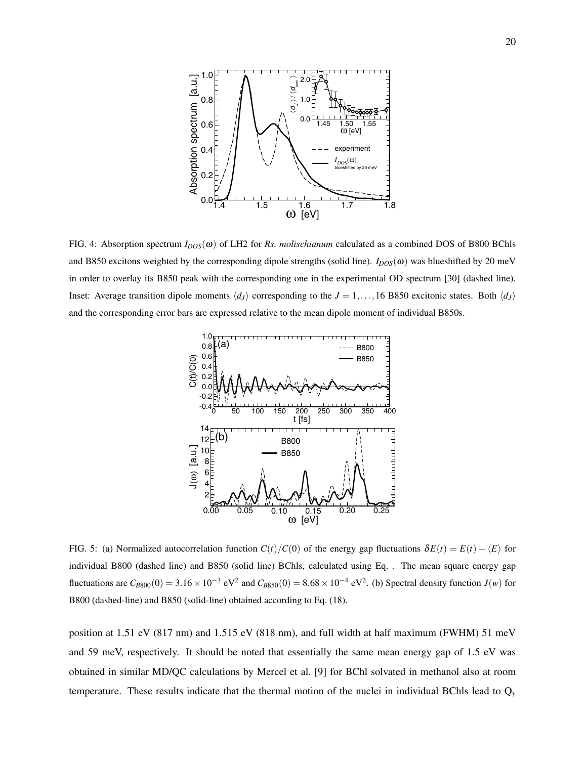FIG. 4: Absorption spectrum $I_{DOS}(\omega)$ of LH2 for *Rs. molischianum* calculated as a combined DOS of B800 BChls and B850 excitons weighted by the corresponding dipole strengths (solid line). $I_{DOS}(\omega)$ was blueshifted by 20 meV in order to overlay its B850 peak with the corresponding one in the experimental OD spectrum [30] (dashed line). Inset: Average transition dipole moments $\langle d_J \rangle$ corresponding to the $J = 1, \ldots, 16$ B850 excitonic states. Both $\langle d_J \rangle$ and the corresponding error bars are expressed relative to the mean dipole moment of individual B850s.

FIG. 5: (a) Normalized autocorrelation function $C(t)/C(0)$ of the energy gap fluctuations $\delta E(t) = E(t) - \langle E \rangle$ for individual B800 (dashed line) and B850 (solid line) BChls, calculated using Eq. . The mean square energy gap fluctuations are $C_{B800}(0) = 3.16 \times 10^{-3}$ eV$^2$ and $C_{B850}(0) = 8.68 \times 10^{-4}$ eV$^2$. (b) Spectral density function $J(w)$ for B800 (dashed-line) and B850 (solid-line) obtained according to Eq. (18).

position at 1.51 eV (817 nm) and 1.515 eV (818 nm), and full width at half maximum (FWHM) 51 meV and 59 meV, respectively. It should be noted that essentially the same mean energy gap of 1.5 eV was obtained in similar MD/QC calculations by Mercel et al. [9] for BChl solvated in methanol also at room temperature. These results indicate that the thermal motion of the nuclei in individual BChls lead to $Q_y$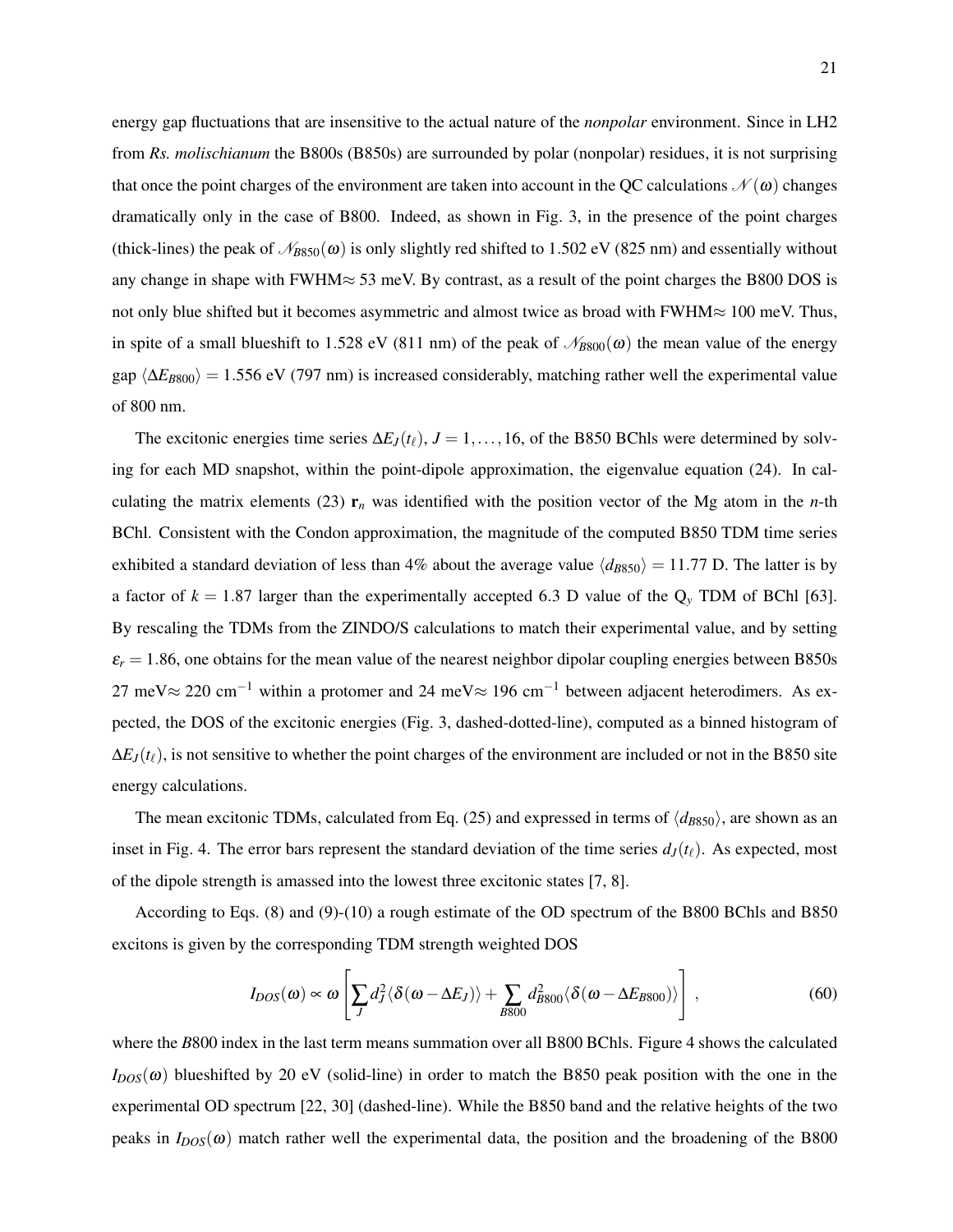energy gap fluctuations that are insensitive to the actual nature of the *nonpolar* environment. Since in LH2 from *Rs. molischianum* the B800s (B850s) are surrounded by polar (nonpolar) residues, it is not surprising that once the point charges of the environment are taken into account in the QC calculations $\mathcal{N}(\omega)$ changes dramatically only in the case of B800. Indeed, as shown in Fig. 3, in the presence of the point charges (thick-lines) the peak of $\mathcal{N}_{B850}(\omega)$ is only slightly red shifted to 1.502 eV (825 nm) and essentially without any change in shape with FWHM$\approx$ 53 meV. By contrast, as a result of the point charges the B800 DOS is not only blue shifted but it becomes asymmetric and almost twice as broad with FWHM$\approx$ 100 meV. Thus, in spite of a small blueshift to 1.528 eV (811 nm) of the peak of $\mathcal{N}_{B800}(\omega)$ the mean value of the energy gap $\langle \Delta E_{B800} \rangle = 1.556$ eV (797 nm) is increased considerably, matching rather well the experimental value of 800 nm.

The excitonic energies time series $\Delta E_J(t_\ell)$, $J = 1, \ldots, 16$, of the B850 BChls were determined by solving for each MD snapshot, within the point-dipole approximation, the eigenvalue equation (24). In calculating the matrix elements (23) $\mathbf{r}_n$ was identified with the position vector of the Mg atom in the $n$-th BChl. Consistent with the Condon approximation, the magnitude of the computed B850 TDM time series exhibited a standard deviation of less than 4% about the average value $\langle d_{B850} \rangle = 11.77$ D. The latter is by a factor of $k = 1.87$ larger than the experimentally accepted 6.3 D value of the $Q_y$ TDM of BChl [63]. By rescaling the TDMs from the ZINDO/S calculations to match their experimental value, and by setting $\varepsilon_r = 1.86$, one obtains for the mean value of the nearest neighbor dipolar coupling energies between B850s 27 meV$\approx$ 220 cm$^{-1}$ within a protomer and 24 meV$\approx$ 196 cm$^{-1}$ between adjacent heterodimers. As expected, the DOS of the excitonic energies (Fig. 3, dashed-dotted-line), computed as a binned histogram of $\Delta E_J(t_\ell)$, is not sensitive to whether the point charges of the environment are included or not in the B850 site energy calculations.

The mean excitonic TDMs, calculated from Eq. (25) and expressed in terms of $\langle d_{B850} \rangle$, are shown as an inset in Fig. 4. The error bars represent the standard deviation of the time series $d_J(t_\ell)$. As expected, most of the dipole strength is amassed into the lowest three excitonic states [7, 8].

According to Eqs. (8) and (9)-(10) a rough estimate of the OD spectrum of the B800 BChls and B850 excitons is given by the corresponding TDM strength weighted DOS

$$I_{DOS}(\omega) \propto \omega \left[ \sum_J d_J^2 \langle \delta(\omega - \Delta E_J) \rangle + \sum_{B800} d_{B800}^2 \langle \delta(\omega - \Delta E_{B800}) \rangle \right] , \tag{60}$$

where the $B800$ index in the last term means summation over all B800 BChls. Figure 4 shows the calculated $I_{DOS}(\omega)$ blueshifted by 20 eV (solid-line) in order to match the B850 peak position with the one in the experimental OD spectrum [22, 30] (dashed-line). While the B850 band and the relative heights of the two peaks in $I_{DOS}(\omega)$ match rather well the experimental data, the position and the broadening of the B800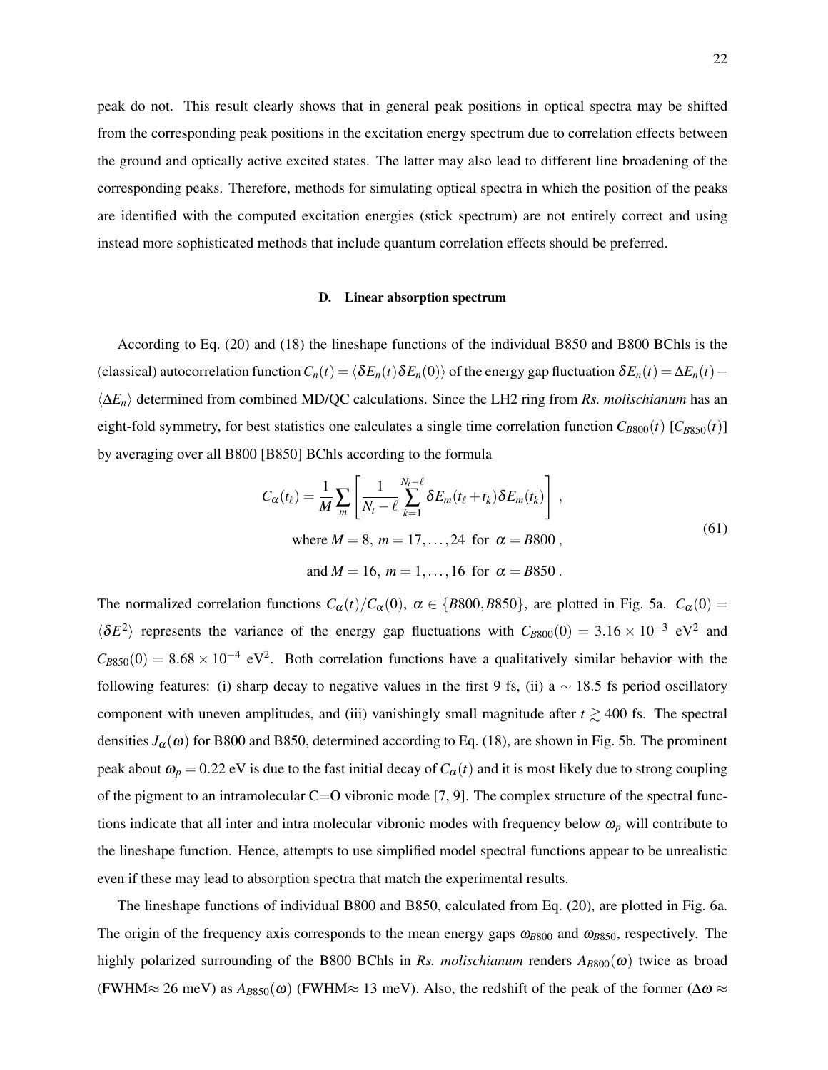peak do not. This result clearly shows that in general peak positions in optical spectra may be shifted from the corresponding peak positions in the excitation energy spectrum due to correlation effects between the ground and optically active excited states. The latter may also lead to different line broadening of the corresponding peaks. Therefore, methods for simulating optical spectra in which the position of the peaks are identified with the computed excitation energies (stick spectrum) are not entirely correct and using instead more sophisticated methods that include quantum correlation effects should be preferred.

### D. Linear absorption spectrum

According to Eq. (20) and (18) the lineshape functions of the individual B850 and B800 BChls is the (classical) autocorrelation function $C_n(t) = \langle \delta E_n(t) \delta E_n(0) \rangle$ of the energy gap fluctuation $\delta E_n(t) = \Delta E_n(t) - \langle \Delta E_n \rangle$ determined from combined MD/QC calculations. Since the LH2 ring from *Rs. molischianum* has an eight-fold symmetry, for best statistics one calculates a single time correlation function $C_{B800}(t)$ [$C_{B850}(t)$] by averaging over all B800 [B850] BChls according to the formula

$$
C_\alpha(t_\ell) = \frac{1}{M} \sum_m \left[ \frac{1}{N_t - \ell} \sum_{k=1}^{N_t - \ell} \delta E_m(t_\ell + t_k) \delta E_m(t_k) \right] , \tag{61}
$$

$$
\text{where } M = 8,\ m = 17, \ldots, 24 \ \text{ for } \ \alpha = B800 ,
$$

$$
\text{and } M = 16,\ m = 1, \ldots, 16 \ \text{ for } \ \alpha = B850 .
$$

The normalized correlation functions $C_\alpha(t)/C_\alpha(0)$, $\alpha \in \{B800, B850\}$, are plotted in Fig. 5a. $C_\alpha(0) = \langle \delta E^2 \rangle$ represents the variance of the energy gap fluctuations with $C_{B800}(0) = 3.16 \times 10^{-3}$ eV$^2$ and $C_{B850}(0) = 8.68 \times 10^{-4}$ eV$^2$. Both correlation functions have a qualitatively similar behavior with the following features: (i) sharp decay to negative values in the first 9 fs, (ii) a $\sim$ 18.5 fs period oscillatory component with uneven amplitudes, and (iii) vanishingly small magnitude after $t \gtrsim 400$ fs. The spectral densities $J_\alpha(\omega)$ for B800 and B850, determined according to Eq. (18), are shown in Fig. 5b. The prominent peak about $\omega_p = 0.22$ eV is due to the fast initial decay of $C_\alpha(t)$ and it is most likely due to strong coupling of the pigment to an intramolecular C=O vibronic mode [7, 9]. The complex structure of the spectral functions indicate that all inter and intra molecular vibronic modes with frequency below $\omega_p$ will contribute to the lineshape function. Hence, attempts to use simplified model spectral functions appear to be unrealistic even if these may lead to absorption spectra that match the experimental results.

The lineshape functions of individual B800 and B850, calculated from Eq. (20), are plotted in Fig. 6a. The origin of the frequency axis corresponds to the mean energy gaps $\omega_{B800}$ and $\omega_{B850}$, respectively. The highly polarized surrounding of the B800 BChls in *Rs. molischianum* renders $A_{B800}(\omega)$ twice as broad (FWHM$\approx$ 26 meV) as $A_{B850}(\omega)$ (FWHM$\approx$ 13 meV). Also, the redshift of the peak of the former ($\Delta\omega \approx$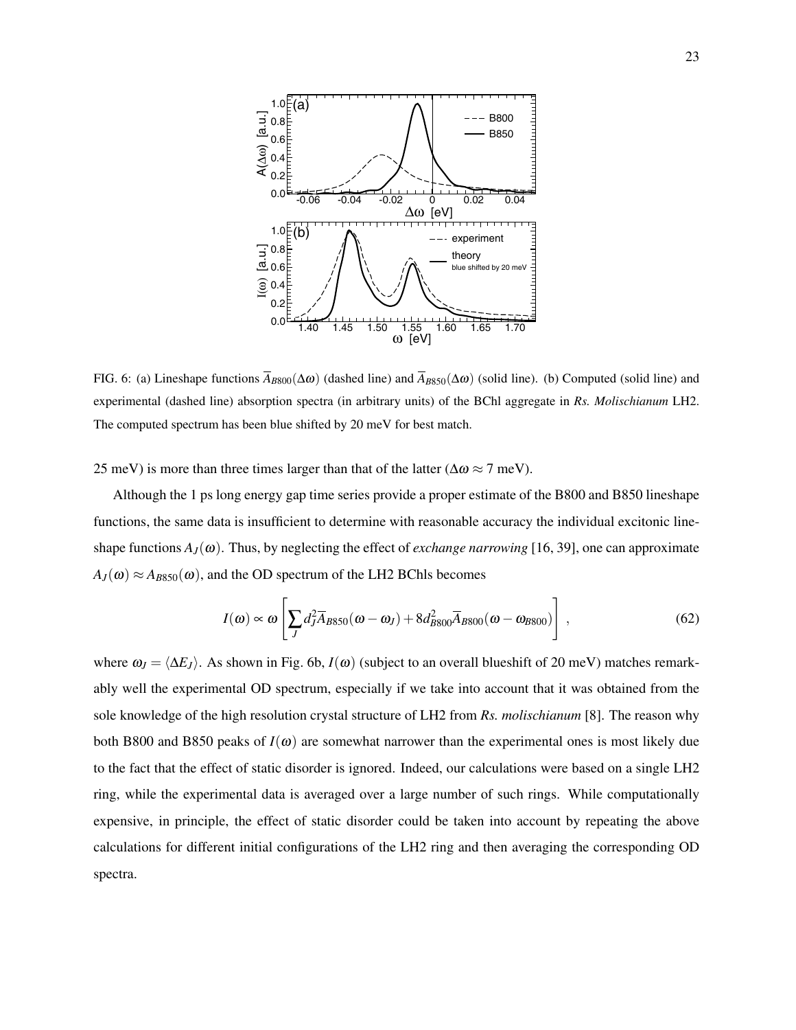FIG. 6: (a) Lineshape functions $\overline{A}_{B800}(\Delta\omega)$ (dashed line) and $\overline{A}_{B850}(\Delta\omega)$ (solid line). (b) Computed (solid line) and experimental (dashed line) absorption spectra (in arbitrary units) of the BChl aggregate in *Rs. Molischianum* LH2. The computed spectrum has been blue shifted by 20 meV for best match.

25 meV) is more than three times larger than that of the latter ($\Delta\omega \approx 7$ meV).

Although the 1 ps long energy gap time series provide a proper estimate of the B800 and B850 lineshape functions, the same data is insufficient to determine with reasonable accuracy the individual excitonic lineshape functions $A_J(\omega)$. Thus, by neglecting the effect of *exchange narrowing* [16, 39], one can approximate $A_J(\omega) \approx A_{B850}(\omega)$, and the OD spectrum of the LH2 BChls becomes

$$I(\omega) \propto \omega \left[ \sum_J d_J^2 \overline{A}_{B850}(\omega - \omega_J) + 8 d_{B800}^2 \overline{A}_{B800}(\omega - \omega_{B800}) \right] , \tag{62}$$

where $\omega_J = \langle \Delta E_J \rangle$. As shown in Fig. 6b, $I(\omega)$ (subject to an overall blueshift of 20 meV) matches remarkably well the experimental OD spectrum, especially if we take into account that it was obtained from the sole knowledge of the high resolution crystal structure of LH2 from *Rs. molischianum* [8]. The reason why both B800 and B850 peaks of $I(\omega)$ are somewhat narrower than the experimental ones is most likely due to the fact that the effect of static disorder is ignored. Indeed, our calculations were based on a single LH2 ring, while the experimental data is averaged over a large number of such rings. While computationally expensive, in principle, the effect of static disorder could be taken into account by repeating the above calculations for different initial configurations of the LH2 ring and then averaging the corresponding OD spectra.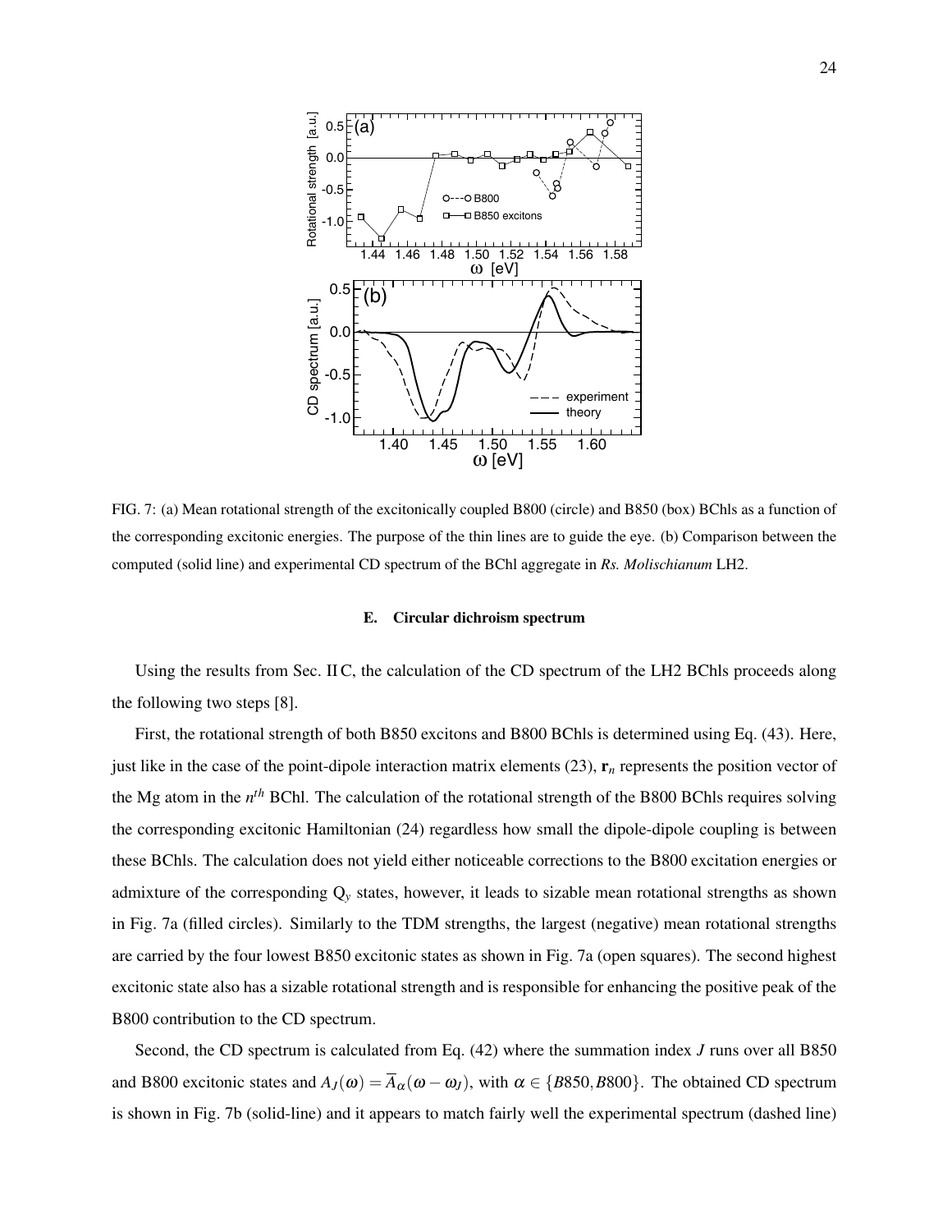FIG. 7: (a) Mean rotational strength of the excitonically coupled B800 (circle) and B850 (box) BChls as a function of the corresponding excitonic energies. The purpose of the thin lines are to guide the eye. (b) Comparison between the computed (solid line) and experimental CD spectrum of the BChl aggregate in *Rs. Molischianum* LH2.

### E. Circular dichroism spectrum

Using the results from Sec. II C, the calculation of the CD spectrum of the LH2 BChls proceeds along the following two steps [8].

First, the rotational strength of both B850 excitons and B800 BChls is determined using Eq. (43). Here, just like in the case of the point-dipole interaction matrix elements (23), $\mathbf{r}_n$ represents the position vector of the Mg atom in the $n^{th}$ BChl. The calculation of the rotational strength of the B800 BChls requires solving the corresponding excitonic Hamiltonian (24) regardless how small the dipole-dipole coupling is between these BChls. The calculation does not yield either noticeable corrections to the B800 excitation energies or admixture of the corresponding $Q_y$ states, however, it leads to sizable mean rotational strengths as shown in Fig. 7a (filled circles). Similarly to the TDM strengths, the largest (negative) mean rotational strengths are carried by the four lowest B850 excitonic states as shown in Fig. 7a (open squares). The second highest excitonic state also has a sizable rotational strength and is responsible for enhancing the positive peak of the B800 contribution to the CD spectrum.

Second, the CD spectrum is calculated from Eq. (42) where the summation index $J$ runs over all B850 and B800 excitonic states and $A_J(\omega) = \overline{A}_\alpha(\omega - \omega_J)$, with $\alpha \in \{B850, B800\}$. The obtained CD spectrum is shown in Fig. 7b (solid-line) and it appears to match fairly well the experimental spectrum (dashed line)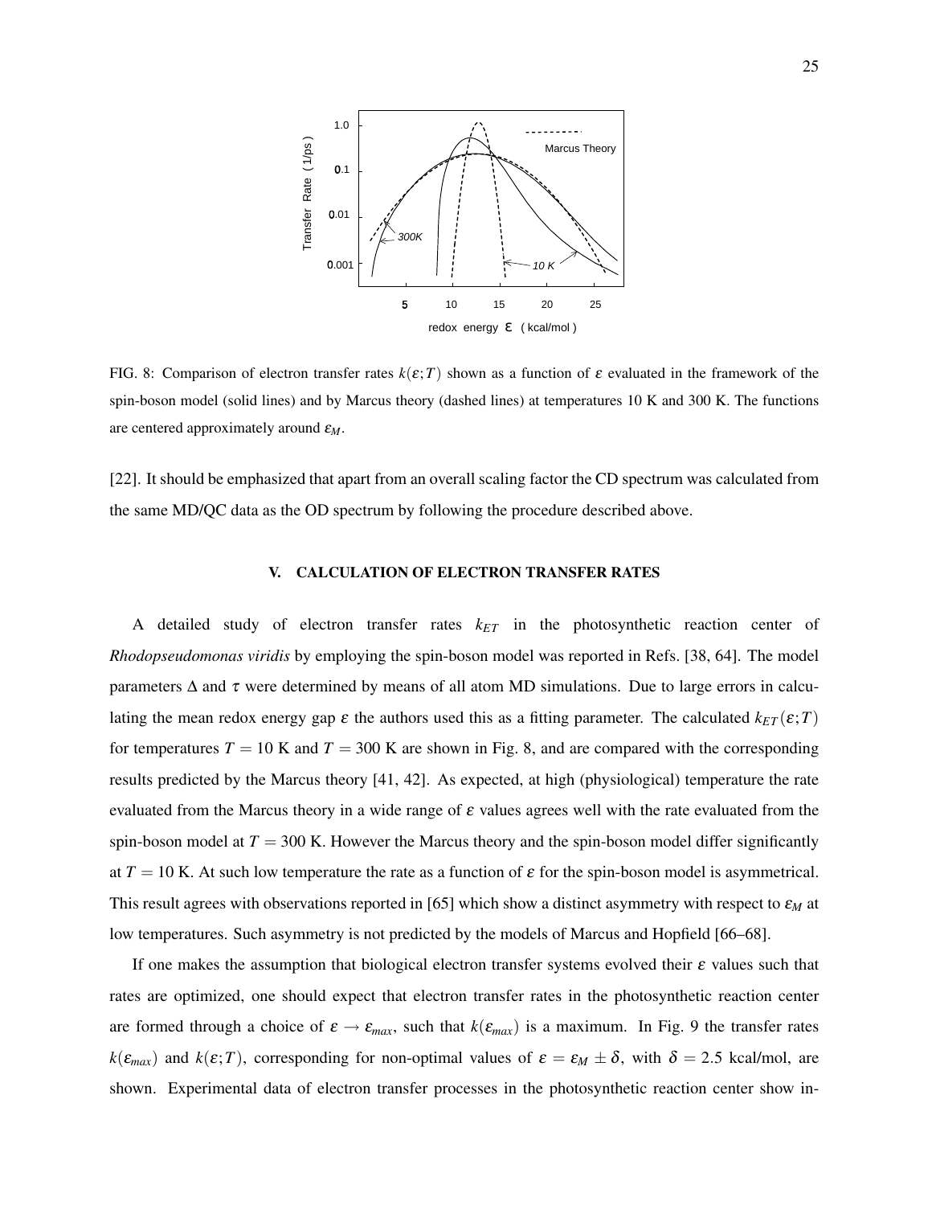FIG. 8: Comparison of electron transfer rates $k(\varepsilon;T)$ shown as a function of $\varepsilon$ evaluated in the framework of the spin-boson model (solid lines) and by Marcus theory (dashed lines) at temperatures 10 K and 300 K. The functions are centered approximately around $\varepsilon_M$.

[22]. It should be emphasized that apart from an overall scaling factor the CD spectrum was calculated from the same MD/QC data as the OD spectrum by following the procedure described above.

## V. CALCULATION OF ELECTRON TRANSFER RATES

A detailed study of electron transfer rates $k_{ET}$ in the photosynthetic reaction center of *Rhodopseudomonas viridis* by employing the spin-boson model was reported in Refs. [38, 64]. The model parameters $\Delta$ and $\tau$ were determined by means of all atom MD simulations. Due to large errors in calculating the mean redox energy gap $\varepsilon$ the authors used this as a fitting parameter. The calculated $k_{ET}(\varepsilon;T)$ for temperatures $T = 10$ K and $T = 300$ K are shown in Fig. 8, and are compared with the corresponding results predicted by the Marcus theory [41, 42]. As expected, at high (physiological) temperature the rate evaluated from the Marcus theory in a wide range of $\varepsilon$ values agrees well with the rate evaluated from the spin-boson model at $T = 300$ K. However the Marcus theory and the spin-boson model differ significantly at $T = 10$ K. At such low temperature the rate as a function of $\varepsilon$ for the spin-boson model is asymmetrical. This result agrees with observations reported in [65] which show a distinct asymmetry with respect to $\varepsilon_M$ at low temperatures. Such asymmetry is not predicted by the models of Marcus and Hopfield [66–68].

If one makes the assumption that biological electron transfer systems evolved their $\varepsilon$ values such that rates are optimized, one should expect that electron transfer rates in the photosynthetic reaction center are formed through a choice of $\varepsilon \to \varepsilon_{max}$, such that $k(\varepsilon_{max})$ is a maximum. In Fig. 9 the transfer rates $k(\varepsilon_{max})$ and $k(\varepsilon;T)$, corresponding for non-optimal values of $\varepsilon = \varepsilon_M \pm \delta$, with $\delta = 2.5$ kcal/mol, are shown. Experimental data of electron transfer processes in the photosynthetic reaction center show in-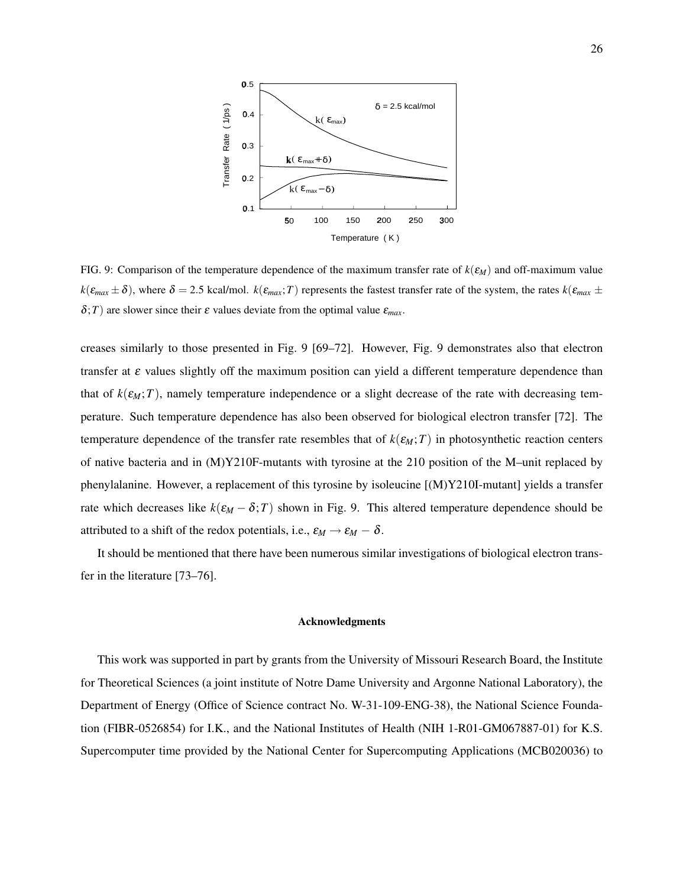FIG. 9: Comparison of the temperature dependence of the maximum transfer rate of $k(\varepsilon_M)$ and off-maximum value $k(\varepsilon_{max} \pm \delta)$, where $\delta = 2.5$ kcal/mol. $k(\varepsilon_{max}; T)$ represents the fastest transfer rate of the system, the rates $k(\varepsilon_{max} \pm \delta; T)$ are slower since their $\varepsilon$ values deviate from the optimal value $\varepsilon_{max}$.

creases similarly to those presented in Fig. 9 [69–72]. However, Fig. 9 demonstrates also that electron transfer at $\varepsilon$ values slightly off the maximum position can yield a different temperature dependence than that of $k(\varepsilon_M; T)$, namely temperature independence or a slight decrease of the rate with decreasing temperature. Such temperature dependence has also been observed for biological electron transfer [72]. The temperature dependence of the transfer rate resembles that of $k(\varepsilon_M; T)$ in photosynthetic reaction centers of native bacteria and in (M)Y210F-mutants with tyrosine at the 210 position of the M–unit replaced by phenylalanine. However, a replacement of this tyrosine by isoleucine [(M)Y210I-mutant] yields a transfer rate which decreases like $k(\varepsilon_M - \delta; T)$ shown in Fig. 9. This altered temperature dependence should be attributed to a shift of the redox potentials, i.e., $\varepsilon_M \rightarrow \varepsilon_M - \delta$.

It should be mentioned that there have been numerous similar investigations of biological electron transfer in the literature [73–76].

### Acknowledgments

This work was supported in part by grants from the University of Missouri Research Board, the Institute for Theoretical Sciences (a joint institute of Notre Dame University and Argonne National Laboratory), the Department of Energy (Office of Science contract No. W-31-109-ENG-38), the National Science Foundation (FIBR-0526854) for I.K., and the National Institutes of Health (NIH 1-R01-GM067887-01) for K.S. Supercomputer time provided by the National Center for Supercomputing Applications (MCB020036) to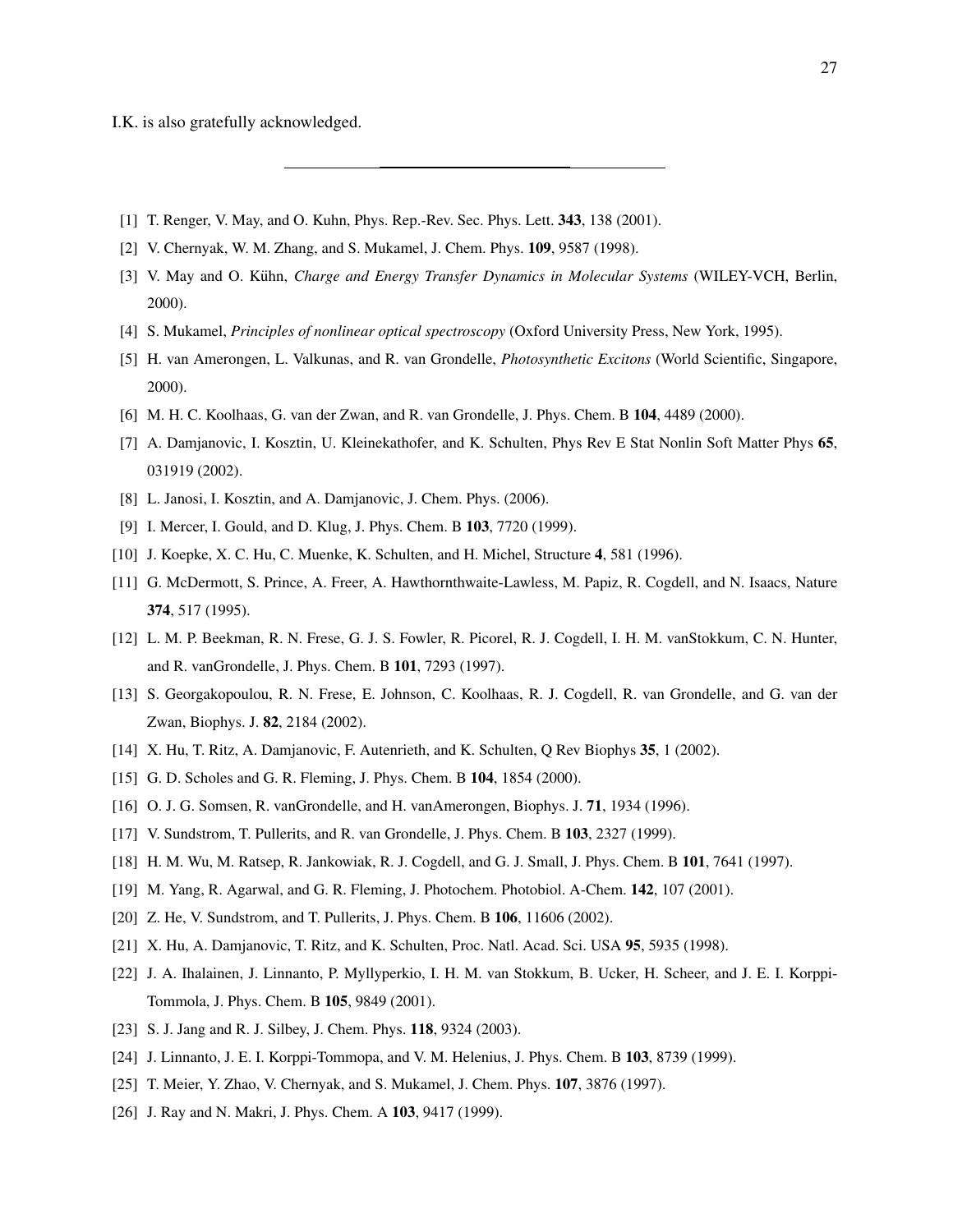I.K. is also gratefully acknowledged.

---

[1] T. Renger, V. May, and O. Kuhn, Phys. Rep.-Rev. Sec. Phys. Lett. **343**, 138 (2001).

[2] V. Chernyak, W. M. Zhang, and S. Mukamel, J. Chem. Phys. **109**, 9587 (1998).

[3] V. May and O. Kühn, *Charge and Energy Transfer Dynamics in Molecular Systems* (WILEY-VCH, Berlin, 2000).

[4] S. Mukamel, *Principles of nonlinear optical spectroscopy* (Oxford University Press, New York, 1995).

[5] H. van Amerongen, L. Valkunas, and R. van Grondelle, *Photosynthetic Excitons* (World Scientific, Singapore, 2000).

[6] M. H. C. Koolhaas, G. van der Zwan, and R. van Grondelle, J. Phys. Chem. B **104**, 4489 (2000).

[7] A. Damjanovic, I. Kosztin, U. Kleinekathofer, and K. Schulten, Phys Rev E Stat Nonlin Soft Matter Phys **65**, 031919 (2002).

[8] L. Janosi, I. Kosztin, and A. Damjanovic, J. Chem. Phys. (2006).

[9] I. Mercer, I. Gould, and D. Klug, J. Phys. Chem. B **103**, 7720 (1999).

[10] J. Koepke, X. C. Hu, C. Muenke, K. Schulten, and H. Michel, Structure **4**, 581 (1996).

[11] G. McDermott, S. Prince, A. Freer, A. Hawthornthwaite-Lawless, M. Papiz, R. Cogdell, and N. Isaacs, Nature **374**, 517 (1995).

[12] L. M. P. Beekman, R. N. Frese, G. J. S. Fowler, R. Picorel, R. J. Cogdell, I. H. M. vanStokkum, C. N. Hunter, and R. vanGrondelle, J. Phys. Chem. B **101**, 7293 (1997).

[13] S. Georgakopoulou, R. N. Frese, E. Johnson, C. Koolhaas, R. J. Cogdell, R. van Grondelle, and G. van der Zwan, Biophys. J. **82**, 2184 (2002).

[14] X. Hu, T. Ritz, A. Damjanovic, F. Autenrieth, and K. Schulten, Q Rev Biophys **35**, 1 (2002).

[15] G. D. Scholes and G. R. Fleming, J. Phys. Chem. B **104**, 1854 (2000).

[16] O. J. G. Somsen, R. vanGrondelle, and H. vanAmerongen, Biophys. J. **71**, 1934 (1996).

[17] V. Sundstrom, T. Pullerits, and R. van Grondelle, J. Phys. Chem. B **103**, 2327 (1999).

[18] H. M. Wu, M. Ratsep, R. Jankowiak, R. J. Cogdell, and G. J. Small, J. Phys. Chem. B **101**, 7641 (1997).

[19] M. Yang, R. Agarwal, and G. R. Fleming, J. Photochem. Photobiol. A-Chem. **142**, 107 (2001).

[20] Z. He, V. Sundstrom, and T. Pullerits, J. Phys. Chem. B **106**, 11606 (2002).

[21] X. Hu, A. Damjanovic, T. Ritz, and K. Schulten, Proc. Natl. Acad. Sci. USA **95**, 5935 (1998).

[22] J. A. Ihalainen, J. Linnanto, P. Myllyperkio, I. H. M. van Stokkum, B. Ucker, H. Scheer, and J. E. I. Korppi-Tommola, J. Phys. Chem. B **105**, 9849 (2001).

[23] S. J. Jang and R. J. Silbey, J. Chem. Phys. **118**, 9324 (2003).

[24] J. Linnanto, J. E. I. Korppi-Tommopa, and V. M. Helenius, J. Phys. Chem. B **103**, 8739 (1999).

[25] T. Meier, Y. Zhao, V. Chernyak, and S. Mukamel, J. Chem. Phys. **107**, 3876 (1997).

[26] J. Ray and N. Makri, J. Phys. Chem. A **103**, 9417 (1999).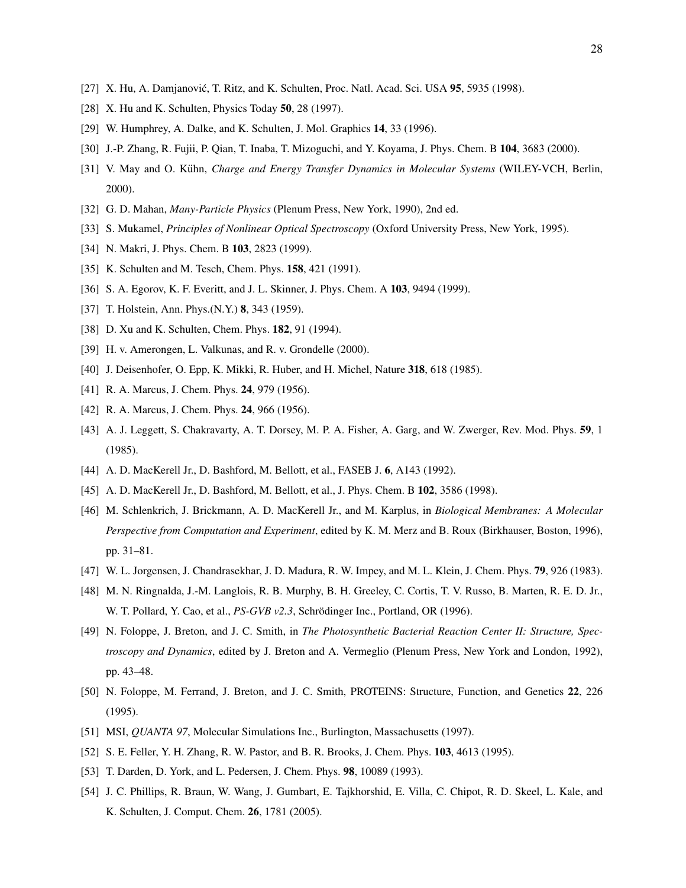[27] X. Hu, A. Damjanović, T. Ritz, and K. Schulten, Proc. Natl. Acad. Sci. USA **95**, 5935 (1998).

[28] X. Hu and K. Schulten, Physics Today **50**, 28 (1997).

[29] W. Humphrey, A. Dalke, and K. Schulten, J. Mol. Graphics **14**, 33 (1996).

[30] J.-P. Zhang, R. Fujii, P. Qian, T. Inaba, T. Mizoguchi, and Y. Koyama, J. Phys. Chem. B **104**, 3683 (2000).

[31] V. May and O. Kühn, *Charge and Energy Transfer Dynamics in Molecular Systems* (WILEY-VCH, Berlin, 2000).

[32] G. D. Mahan, *Many-Particle Physics* (Plenum Press, New York, 1990), 2nd ed.

[33] S. Mukamel, *Principles of Nonlinear Optical Spectroscopy* (Oxford University Press, New York, 1995).

[34] N. Makri, J. Phys. Chem. B **103**, 2823 (1999).

[35] K. Schulten and M. Tesch, Chem. Phys. **158**, 421 (1991).

[36] S. A. Egorov, K. F. Everitt, and J. L. Skinner, J. Phys. Chem. A **103**, 9494 (1999).

[37] T. Holstein, Ann. Phys.(N.Y.) **8**, 343 (1959).

[38] D. Xu and K. Schulten, Chem. Phys. **182**, 91 (1994).

[39] H. v. Amerongen, L. Valkunas, and R. v. Grondelle (2000).

[40] J. Deisenhofer, O. Epp, K. Mikki, R. Huber, and H. Michel, Nature **318**, 618 (1985).

[41] R. A. Marcus, J. Chem. Phys. **24**, 979 (1956).

[42] R. A. Marcus, J. Chem. Phys. **24**, 966 (1956).

[43] A. J. Leggett, S. Chakravarty, A. T. Dorsey, M. P. A. Fisher, A. Garg, and W. Zwerger, Rev. Mod. Phys. **59**, 1 (1985).

[44] A. D. MacKerell Jr., D. Bashford, M. Bellott, et al., FASEB J. **6**, A143 (1992).

[45] A. D. MacKerell Jr., D. Bashford, M. Bellott, et al., J. Phys. Chem. B **102**, 3586 (1998).

[46] M. Schlenkrich, J. Brickmann, A. D. MacKerell Jr., and M. Karplus, in *Biological Membranes: A Molecular Perspective from Computation and Experiment*, edited by K. M. Merz and B. Roux (Birkhauser, Boston, 1996), pp. 31–81.

[47] W. L. Jorgensen, J. Chandrasekhar, J. D. Madura, R. W. Impey, and M. L. Klein, J. Chem. Phys. **79**, 926 (1983).

[48] M. N. Ringnalda, J.-M. Langlois, R. B. Murphy, B. H. Greeley, C. Cortis, T. V. Russo, B. Marten, R. E. D. Jr., W. T. Pollard, Y. Cao, et al., *PS-GVB v2.3*, Schrödinger Inc., Portland, OR (1996).

[49] N. Foloppe, J. Breton, and J. C. Smith, in *The Photosynthetic Bacterial Reaction Center II: Structure, Spectroscopy and Dynamics*, edited by J. Breton and A. Vermeglio (Plenum Press, New York and London, 1992), pp. 43–48.

[50] N. Foloppe, M. Ferrand, J. Breton, and J. C. Smith, PROTEINS: Structure, Function, and Genetics **22**, 226 (1995).

[51] MSI, *QUANTA 97*, Molecular Simulations Inc., Burlington, Massachusetts (1997).

[52] S. E. Feller, Y. H. Zhang, R. W. Pastor, and B. R. Brooks, J. Chem. Phys. **103**, 4613 (1995).

[53] T. Darden, D. York, and L. Pedersen, J. Chem. Phys. **98**, 10089 (1993).

[54] J. C. Phillips, R. Braun, W. Wang, J. Gumbart, E. Tajkhorshid, E. Villa, C. Chipot, R. D. Skeel, L. Kale, and K. Schulten, J. Comput. Chem. **26**, 1781 (2005).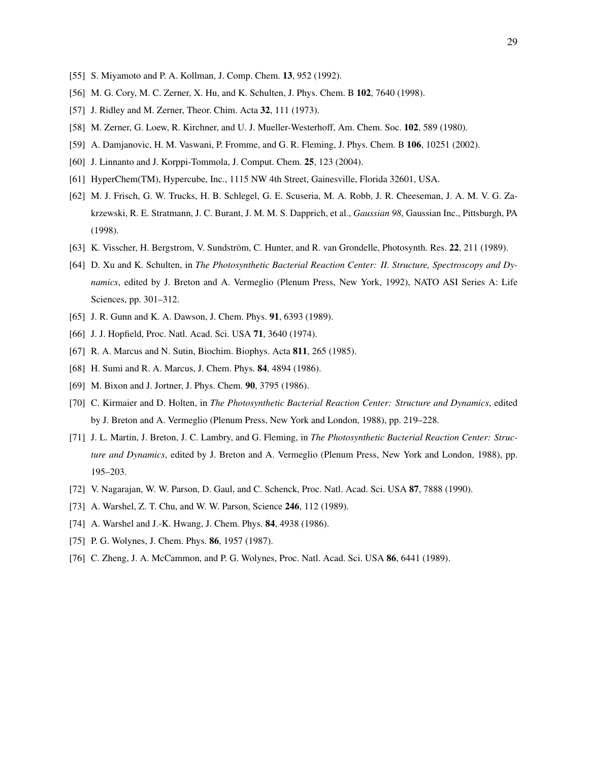[55] S. Miyamoto and P. A. Kollman, J. Comp. Chem. **13**, 952 (1992).

[56] M. G. Cory, M. C. Zerner, X. Hu, and K. Schulten, J. Phys. Chem. B **102**, 7640 (1998).

[57] J. Ridley and M. Zerner, Theor. Chim. Acta **32**, 111 (1973).

[58] M. Zerner, G. Loew, R. Kirchner, and U. J. Mueller-Westerhoff, Am. Chem. Soc. **102**, 589 (1980).

[59] A. Damjanovic, H. M. Vaswani, P. Fromme, and G. R. Fleming, J. Phys. Chem. B **106**, 10251 (2002).

[60] J. Linnanto and J. Korppi-Tommola, J. Comput. Chem. **25**, 123 (2004).

[61] HyperChem(TM), Hypercube, Inc., 1115 NW 4th Street, Gainesville, Florida 32601, USA.

[62] M. J. Frisch, G. W. Trucks, H. B. Schlegel, G. E. Scuseria, M. A. Robb, J. R. Cheeseman, J. A. M. V. G. Zakrzewski, R. E. Stratmann, J. C. Burant, J. M. M. S. Dapprich, et al., *Gaussian 98*, Gaussian Inc., Pittsburgh, PA (1998).

[63] K. Visscher, H. Bergstrom, V. Sundström, C. Hunter, and R. van Grondelle, Photosynth. Res. **22**, 211 (1989).

[64] D. Xu and K. Schulten, in *The Photosynthetic Bacterial Reaction Center: II. Structure, Spectroscopy and Dynamics*, edited by J. Breton and A. Vermeglio (Plenum Press, New York, 1992), NATO ASI Series A: Life Sciences, pp. 301–312.

[65] J. R. Gunn and K. A. Dawson, J. Chem. Phys. **91**, 6393 (1989).

[66] J. J. Hopfield, Proc. Natl. Acad. Sci. USA **71**, 3640 (1974).

[67] R. A. Marcus and N. Sutin, Biochim. Biophys. Acta **811**, 265 (1985).

[68] H. Sumi and R. A. Marcus, J. Chem. Phys. **84**, 4894 (1986).

[69] M. Bixon and J. Jortner, J. Phys. Chem. **90**, 3795 (1986).

[70] C. Kirmaier and D. Holten, in *The Photosynthetic Bacterial Reaction Center: Structure and Dynamics*, edited by J. Breton and A. Vermeglio (Plenum Press, New York and London, 1988), pp. 219–228.

[71] J. L. Martin, J. Breton, J. C. Lambry, and G. Fleming, in *The Photosynthetic Bacterial Reaction Center: Structure and Dynamics*, edited by J. Breton and A. Vermeglio (Plenum Press, New York and London, 1988), pp. 195–203.

[72] V. Nagarajan, W. W. Parson, D. Gaul, and C. Schenck, Proc. Natl. Acad. Sci. USA **87**, 7888 (1990).

[73] A. Warshel, Z. T. Chu, and W. W. Parson, Science **246**, 112 (1989).

[74] A. Warshel and J.-K. Hwang, J. Chem. Phys. **84**, 4938 (1986).

[75] P. G. Wolynes, J. Chem. Phys. **86**, 1957 (1987).

[76] C. Zheng, J. A. McCammon, and P. G. Wolynes, Proc. Natl. Acad. Sci. USA **86**, 6441 (1989).